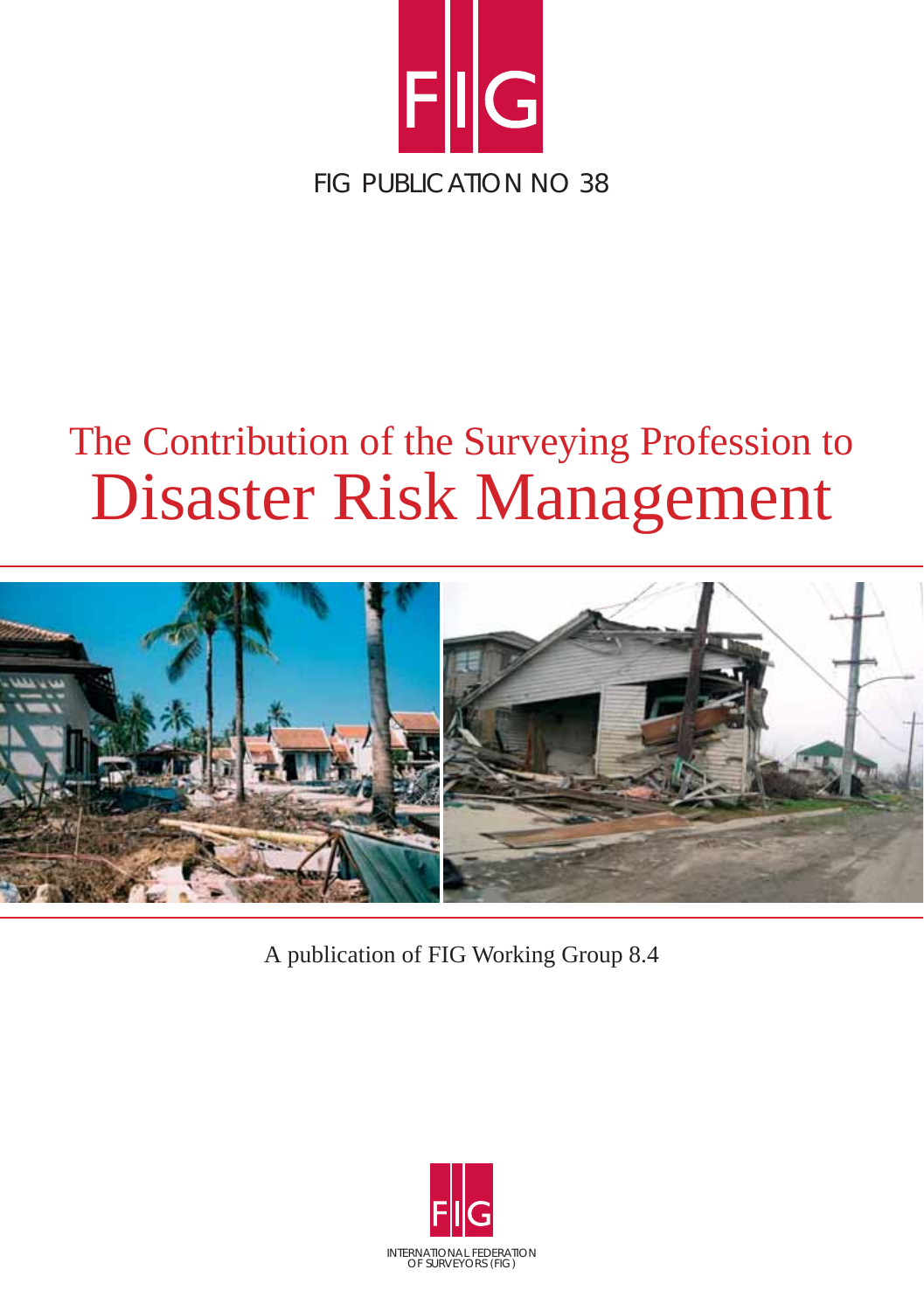FIG

FIG PUBLICATION NO 38

# The Contribution of the Surveying Profession to Disaster Risk Management

A publication of FIG Working Group 8.4

FIG

INTERNATIONAL FEDERATION OF SURVEYORS (FIG)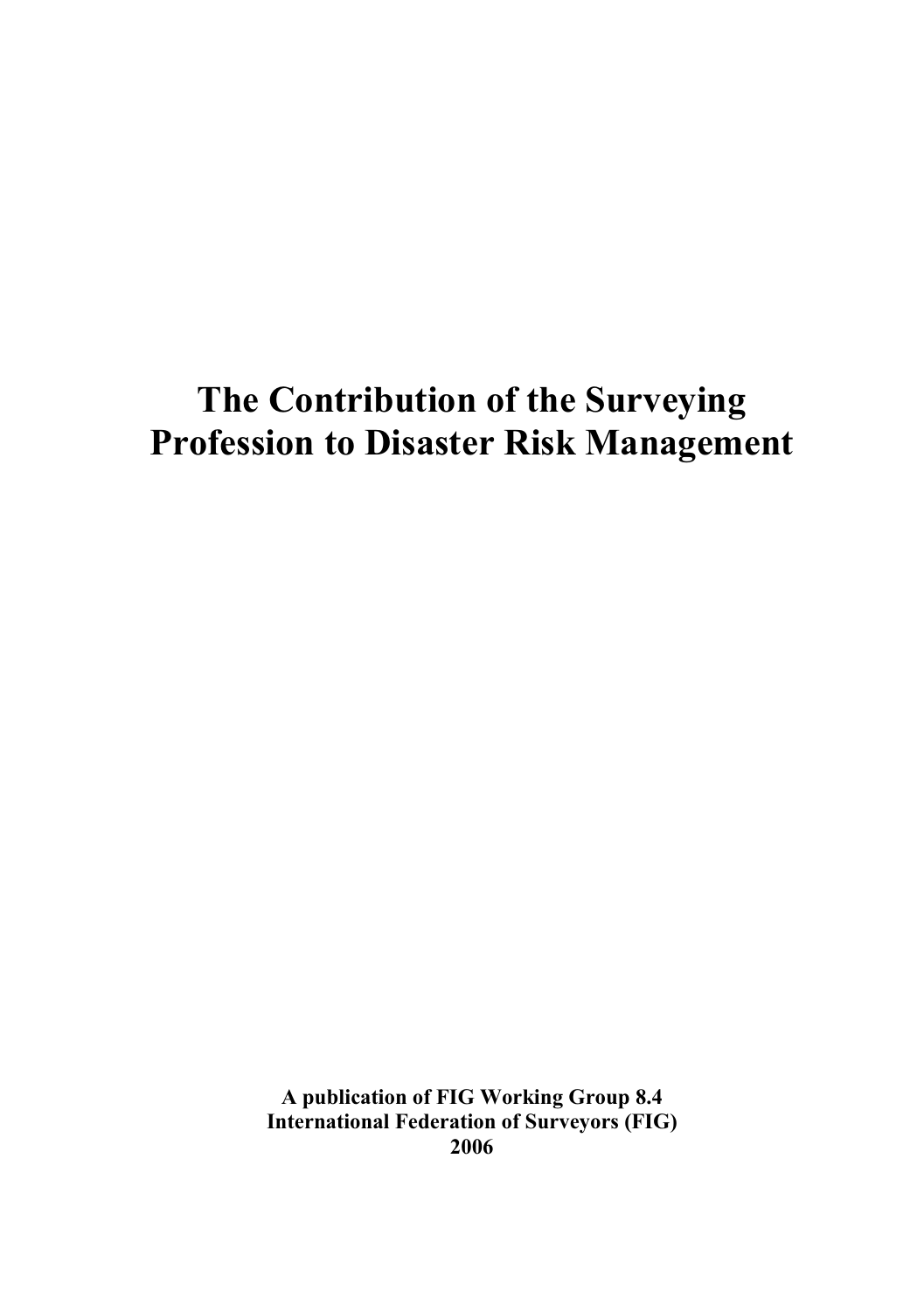# The Contribution of the Surveying Profession to Disaster Risk Management

**A publication of FIG Working Group 8.4**
**International Federation of Surveyors (FIG)**
**2006**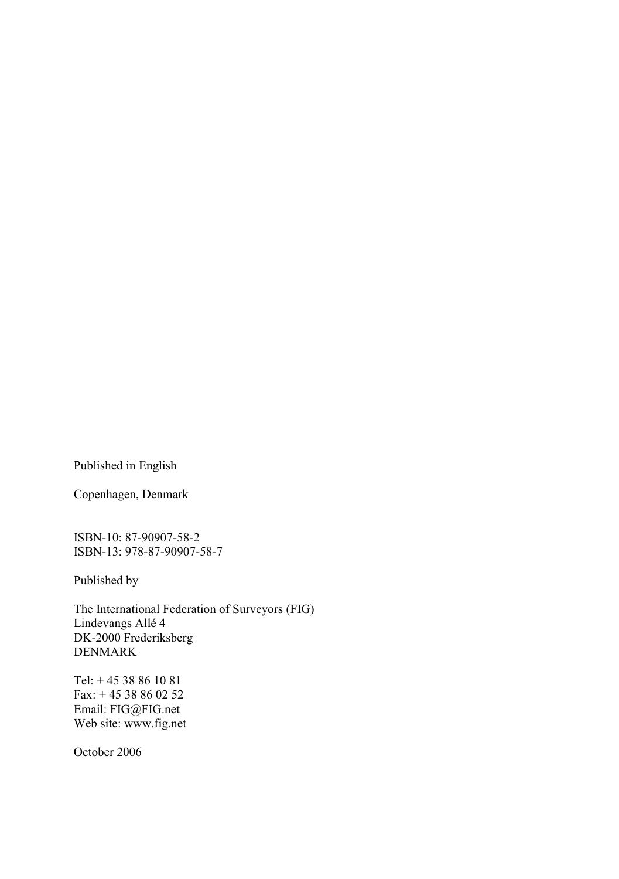Published in English

Copenhagen, Denmark

ISBN-10: 87-90907-58-2
ISBN-13: 978-87-90907-58-7

Published by

The International Federation of Surveyors (FIG)
Lindevangs Allé 4
DK-2000 Frederiksberg
DENMARK

Tel: + 45 38 86 10 81
Fax: + 45 38 86 02 52
Email: FIG@FIG.net
Web site: www.fig.net

October 2006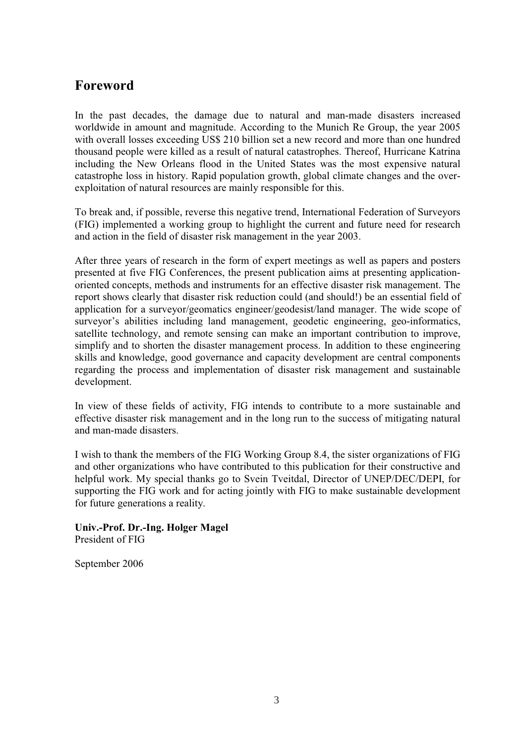## Foreword

In the past decades, the damage due to natural and man-made disasters increased worldwide in amount and magnitude. According to the Munich Re Group, the year 2005 with overall losses exceeding US$ 210 billion set a new record and more than one hundred thousand people were killed as a result of natural catastrophes. Thereof, Hurricane Katrina including the New Orleans flood in the United States was the most expensive natural catastrophe loss in history. Rapid population growth, global climate changes and the over-exploitation of natural resources are mainly responsible for this.

To break and, if possible, reverse this negative trend, International Federation of Surveyors (FIG) implemented a working group to highlight the current and future need for research and action in the field of disaster risk management in the year 2003.

After three years of research in the form of expert meetings as well as papers and posters presented at five FIG Conferences, the present publication aims at presenting application-oriented concepts, methods and instruments for an effective disaster risk management. The report shows clearly that disaster risk reduction could (and should!) be an essential field of application for a surveyor/geomatics engineer/geodesist/land manager. The wide scope of surveyor's abilities including land management, geodetic engineering, geo-informatics, satellite technology, and remote sensing can make an important contribution to improve, simplify and to shorten the disaster management process. In addition to these engineering skills and knowledge, good governance and capacity development are central components regarding the process and implementation of disaster risk management and sustainable development.

In view of these fields of activity, FIG intends to contribute to a more sustainable and effective disaster risk management and in the long run to the success of mitigating natural and man-made disasters.

I wish to thank the members of the FIG Working Group 8.4, the sister organizations of FIG and other organizations who have contributed to this publication for their constructive and helpful work. My special thanks go to Svein Tveitdal, Director of UNEP/DEC/DEPI, for supporting the FIG work and for acting jointly with FIG to make sustainable development for future generations a reality.

**Univ.-Prof. Dr.-Ing. Holger Magel**
President of FIG

September 2006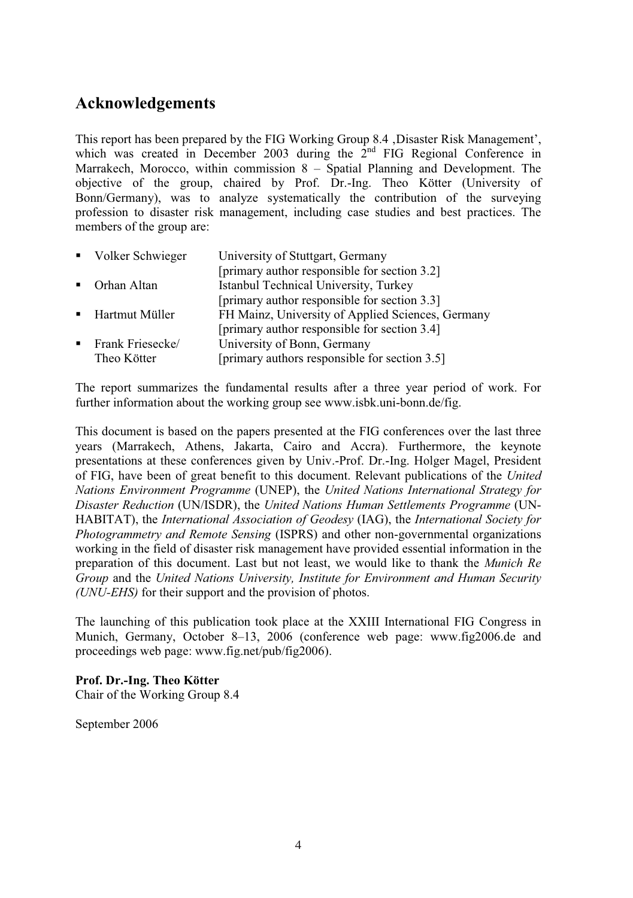## Acknowledgements

This report has been prepared by the FIG Working Group 8.4 ‚Disaster Risk Management', which was created in December 2003 during the 2nd FIG Regional Conference in Marrakech, Morocco, within commission 8 – Spatial Planning and Development. The objective of the group, chaired by Prof. Dr.-Ing. Theo Kötter (University of Bonn/Germany), was to analyze systematically the contribution of the surveying profession to disaster risk management, including case studies and best practices. The members of the group are:

- Volker Schwieger — University of Stuttgart, Germany [primary author responsible for section 3.2]
- Orhan Altan — Istanbul Technical University, Turkey [primary author responsible for section 3.3]
- Hartmut Müller — FH Mainz, University of Applied Sciences, Germany [primary author responsible for section 3.4]
- Frank Friesecke/ Theo Kötter — University of Bonn, Germany [primary authors responsible for section 3.5]

The report summarizes the fundamental results after a three year period of work. For further information about the working group see www.isbk.uni-bonn.de/fig.

This document is based on the papers presented at the FIG conferences over the last three years (Marrakech, Athens, Jakarta, Cairo and Accra). Furthermore, the keynote presentations at these conferences given by Univ.-Prof. Dr.-Ing. Holger Magel, President of FIG, have been of great benefit to this document. Relevant publications of the *United Nations Environment Programme* (UNEP), the *United Nations International Strategy for Disaster Reduction* (UN/ISDR), the *United Nations Human Settlements Programme* (UN-HABITAT), the *International Association of Geodesy* (IAG), the *International Society for Photogrammetry and Remote Sensing* (ISPRS) and other non-governmental organizations working in the field of disaster risk management have provided essential information in the preparation of this document. Last but not least, we would like to thank the *Munich Re Group* and the *United Nations University, Institute for Environment and Human Security (UNU-EHS)* for their support and the provision of photos.

The launching of this publication took place at the XXIII International FIG Congress in Munich, Germany, October 8–13, 2006 (conference web page: www.fig2006.de and proceedings web page: www.fig.net/pub/fig2006).

**Prof. Dr.-Ing. Theo Kötter**
Chair of the Working Group 8.4

September 2006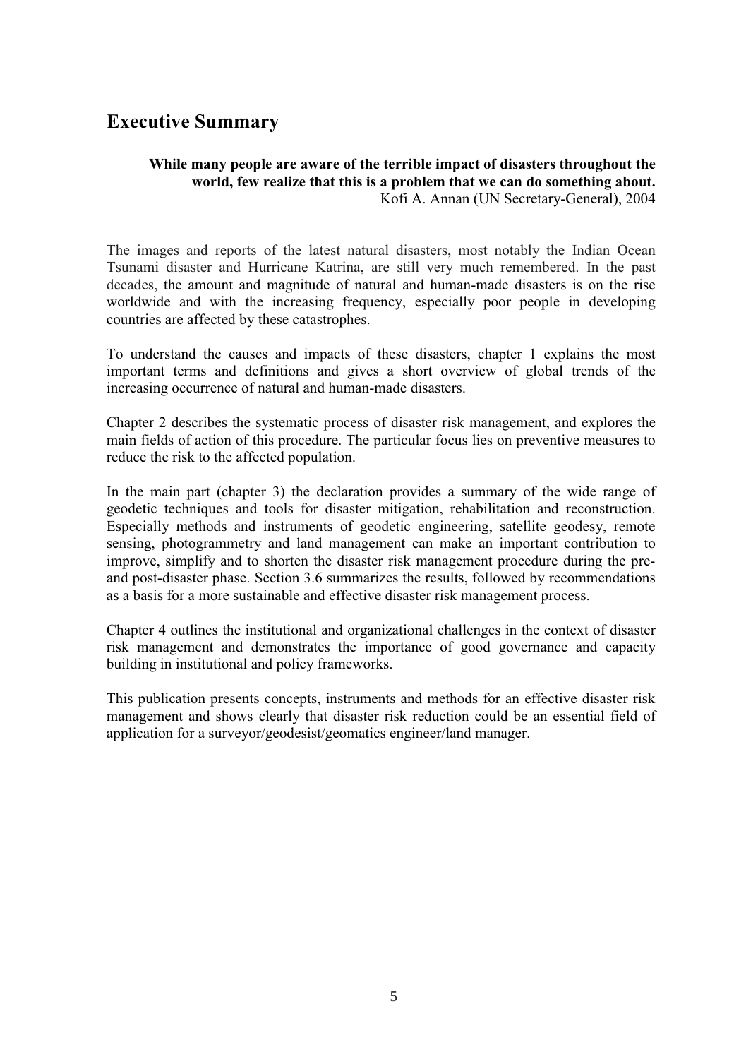# Executive Summary

> **While many people are aware of the terrible impact of disasters throughout the world, few realize that this is a problem that we can do something about.**
> Kofi A. Annan (UN Secretary-General), 2004

The images and reports of the latest natural disasters, most notably the Indian Ocean Tsunami disaster and Hurricane Katrina, are still very much remembered. In the past decades, the amount and magnitude of natural and human-made disasters is on the rise worldwide and with the increasing frequency, especially poor people in developing countries are affected by these catastrophes.

To understand the causes and impacts of these disasters, chapter 1 explains the most important terms and definitions and gives a short overview of global trends of the increasing occurrence of natural and human-made disasters.

Chapter 2 describes the systematic process of disaster risk management, and explores the main fields of action of this procedure. The particular focus lies on preventive measures to reduce the risk to the affected population.

In the main part (chapter 3) the declaration provides a summary of the wide range of geodetic techniques and tools for disaster mitigation, rehabilitation and reconstruction. Especially methods and instruments of geodetic engineering, satellite geodesy, remote sensing, photogrammetry and land management can make an important contribution to improve, simplify and to shorten the disaster risk management procedure during the pre- and post-disaster phase. Section 3.6 summarizes the results, followed by recommendations as a basis for a more sustainable and effective disaster risk management process.

Chapter 4 outlines the institutional and organizational challenges in the context of disaster risk management and demonstrates the importance of good governance and capacity building in institutional and policy frameworks.

This publication presents concepts, instruments and methods for an effective disaster risk management and shows clearly that disaster risk reduction could be an essential field of application for a surveyor/geodesist/geomatics engineer/land manager.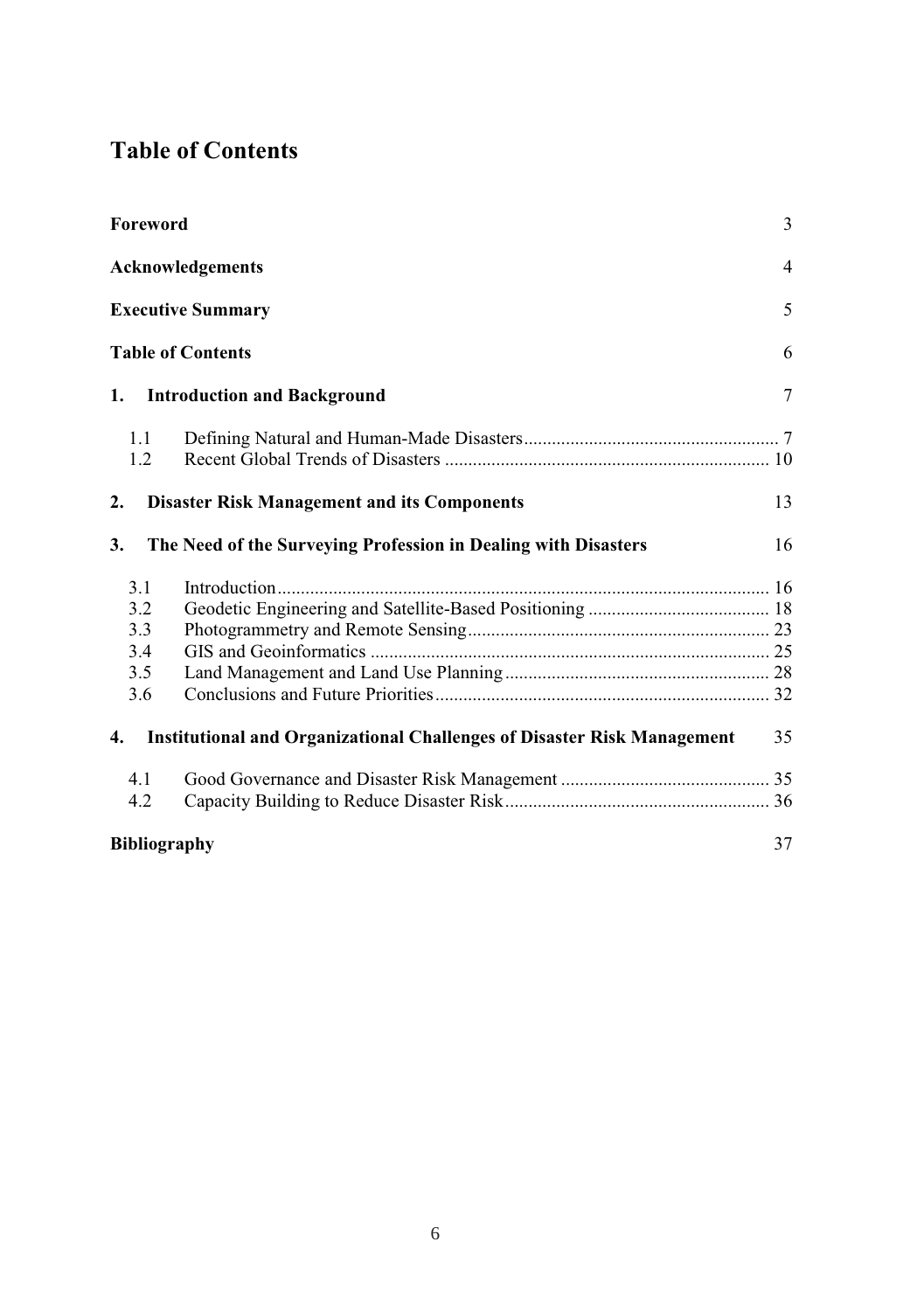# Table of Contents

| | |
|---|---|
| **Foreword** | 3 |
| **Acknowledgements** | 4 |
| **Executive Summary** | 5 |
| **Table of Contents** | 6 |
| **1. Introduction and Background** | 7 |
| 1.1 Defining Natural and Human-Made Disasters | 7 |
| 1.2 Recent Global Trends of Disasters | 10 |
| **2. Disaster Risk Management and its Components** | 13 |
| **3. The Need of the Surveying Profession in Dealing with Disasters** | 16 |
| 3.1 Introduction | 16 |
| 3.2 Geodetic Engineering and Satellite-Based Positioning | 18 |
| 3.3 Photogrammetry and Remote Sensing | 23 |
| 3.4 GIS and Geoinformatics | 25 |
| 3.5 Land Management and Land Use Planning | 28 |
| 3.6 Conclusions and Future Priorities | 32 |
| **4. Institutional and Organizational Challenges of Disaster Risk Management** | 35 |
| 4.1 Good Governance and Disaster Risk Management | 35 |
| 4.2 Capacity Building to Reduce Disaster Risk | 36 |
| **Bibliography** | 37 |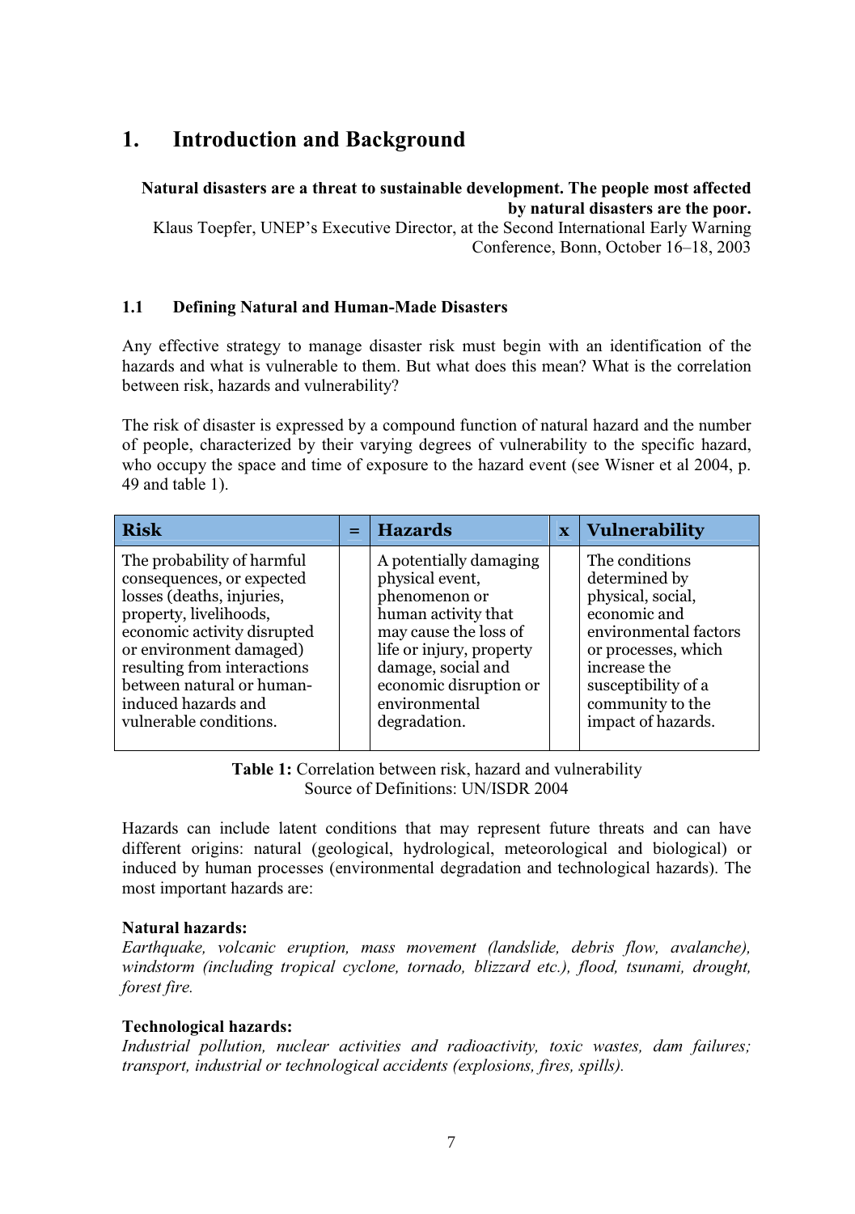# 1. Introduction and Background

**Natural disasters are a threat to sustainable development. The people most affected by natural disasters are the poor.**
Klaus Toepfer, UNEP's Executive Director, at the Second International Early Warning Conference, Bonn, October 16–18, 2003

### 1.1 Defining Natural and Human-Made Disasters

Any effective strategy to manage disaster risk must begin with an identification of the hazards and what is vulnerable to them. But what does this mean? What is the correlation between risk, hazards and vulnerability?

The risk of disaster is expressed by a compound function of natural hazard and the number of people, characterized by their varying degrees of vulnerability to the specific hazard, who occupy the space and time of exposure to the hazard event (see Wisner et al 2004, p. 49 and table 1).

| Risk | = | Hazards | x | Vulnerability |
|---|---|---|---|---|
| The probability of harmful consequences, or expected losses (deaths, injuries, property, livelihoods, economic activity disrupted or environment damaged) resulting from interactions between natural or human-induced hazards and vulnerable conditions. | | A potentially damaging physical event, phenomenon or human activity that may cause the loss of life or injury, property damage, social and economic disruption or environmental degradation. | | The conditions determined by physical, social, economic and environmental factors or processes, which increase the susceptibility of a community to the impact of hazards. |

**Table 1:** Correlation between risk, hazard and vulnerability
Source of Definitions: UN/ISDR 2004

Hazards can include latent conditions that may represent future threats and can have different origins: natural (geological, hydrological, meteorological and biological) or induced by human processes (environmental degradation and technological hazards). The most important hazards are:

**Natural hazards:**
*Earthquake, volcanic eruption, mass movement (landslide, debris flow, avalanche), windstorm (including tropical cyclone, tornado, blizzard etc.), flood, tsunami, drought, forest fire.*

**Technological hazards:**
*Industrial pollution, nuclear activities and radioactivity, toxic wastes, dam failures; transport, industrial or technological accidents (explosions, fires, spills).*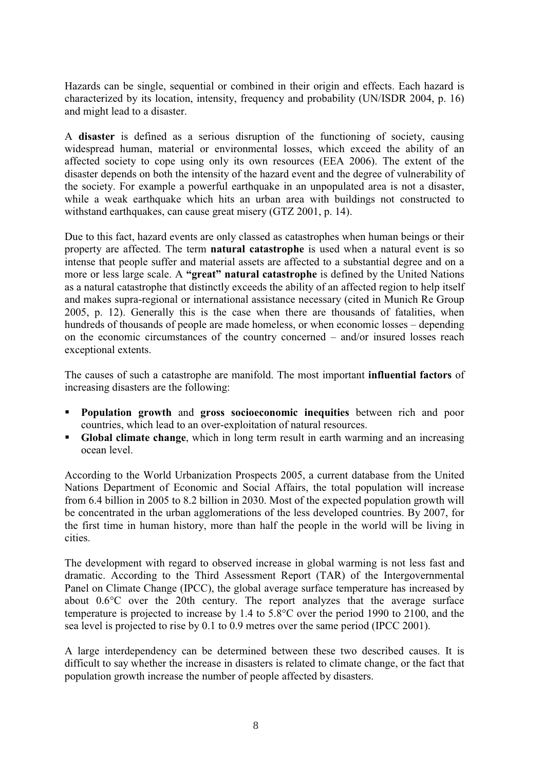Hazards can be single, sequential or combined in their origin and effects. Each hazard is characterized by its location, intensity, frequency and probability (UN/ISDR 2004, p. 16) and might lead to a disaster.

A **disaster** is defined as a serious disruption of the functioning of society, causing widespread human, material or environmental losses, which exceed the ability of an affected society to cope using only its own resources (EEA 2006). The extent of the disaster depends on both the intensity of the hazard event and the degree of vulnerability of the society. For example a powerful earthquake in an unpopulated area is not a disaster, while a weak earthquake which hits an urban area with buildings not constructed to withstand earthquakes, can cause great misery (GTZ 2001, p. 14).

Due to this fact, hazard events are only classed as catastrophes when human beings or their property are affected. The term **natural catastrophe** is used when a natural event is so intense that people suffer and material assets are affected to a substantial degree and on a more or less large scale. A **"great" natural catastrophe** is defined by the United Nations as a natural catastrophe that distinctly exceeds the ability of an affected region to help itself and makes supra-regional or international assistance necessary (cited in Munich Re Group 2005, p. 12). Generally this is the case when there are thousands of fatalities, when hundreds of thousands of people are made homeless, or when economic losses – depending on the economic circumstances of the country concerned – and/or insured losses reach exceptional extents.

The causes of such a catastrophe are manifold. The most important **influential factors** of increasing disasters are the following:

- **Population growth** and **gross socioeconomic inequities** between rich and poor countries, which lead to an over-exploitation of natural resources.
- **Global climate change**, which in long term result in earth warming and an increasing ocean level.

According to the World Urbanization Prospects 2005, a current database from the United Nations Department of Economic and Social Affairs, the total population will increase from 6.4 billion in 2005 to 8.2 billion in 2030. Most of the expected population growth will be concentrated in the urban agglomerations of the less developed countries. By 2007, for the first time in human history, more than half the people in the world will be living in cities.

The development with regard to observed increase in global warming is not less fast and dramatic. According to the Third Assessment Report (TAR) of the Intergovernmental Panel on Climate Change (IPCC), the global average surface temperature has increased by about 0.6°C over the 20th century. The report analyzes that the average surface temperature is projected to increase by 1.4 to 5.8°C over the period 1990 to 2100, and the sea level is projected to rise by 0.1 to 0.9 metres over the same period (IPCC 2001).

A large interdependency can be determined between these two described causes. It is difficult to say whether the increase in disasters is related to climate change, or the fact that population growth increase the number of people affected by disasters.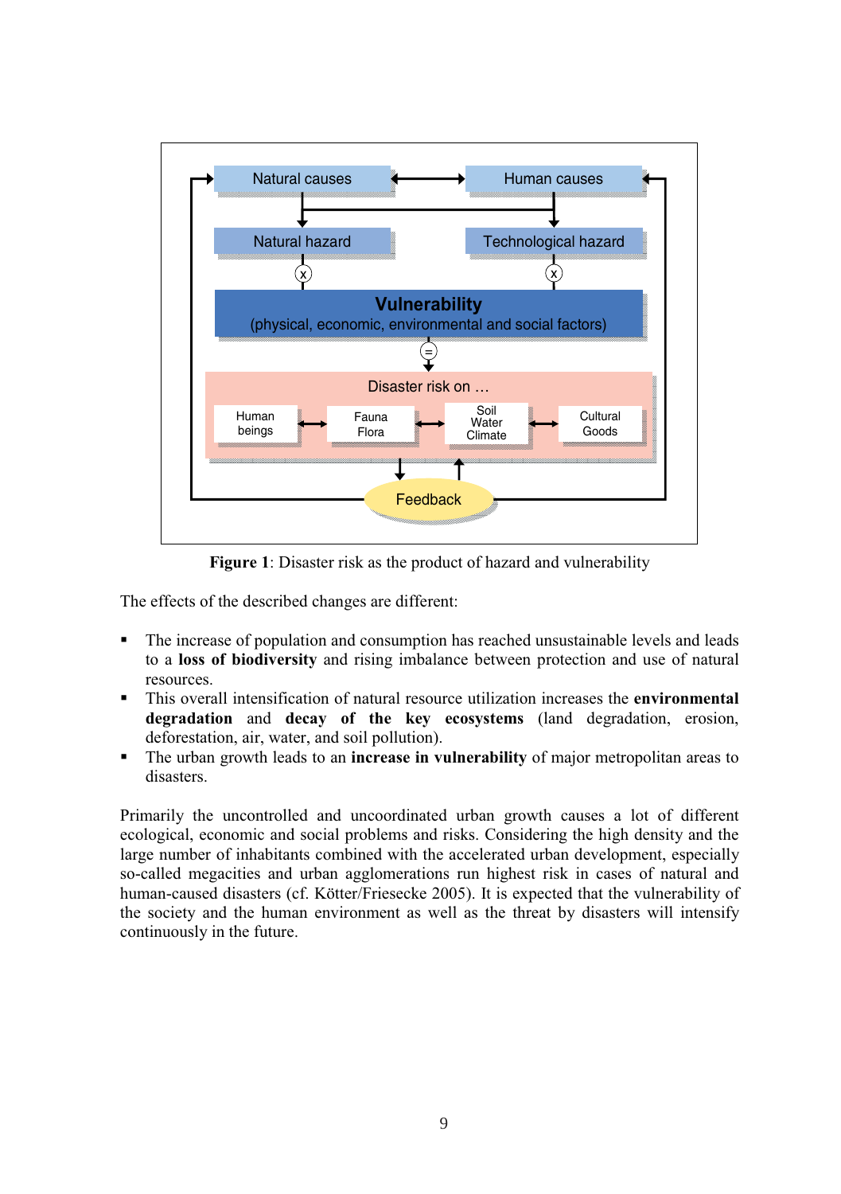**Figure 1**: Disaster risk as the product of hazard and vulnerability

The effects of the described changes are different:

- The increase of population and consumption has reached unsustainable levels and leads to a **loss of biodiversity** and rising imbalance between protection and use of natural resources.
- This overall intensification of natural resource utilization increases the **environmental degradation** and **decay of the key ecosystems** (land degradation, erosion, deforestation, air, water, and soil pollution).
- The urban growth leads to an **increase in vulnerability** of major metropolitan areas to disasters.

Primarily the uncontrolled and uncoordinated urban growth causes a lot of different ecological, economic and social problems and risks. Considering the high density and the large number of inhabitants combined with the accelerated urban development, especially so-called megacities and urban agglomerations run highest risk in cases of natural and human-caused disasters (cf. Kötter/Friesecke 2005). It is expected that the vulnerability of the society and the human environment as well as the threat by disasters will intensify continuously in the future.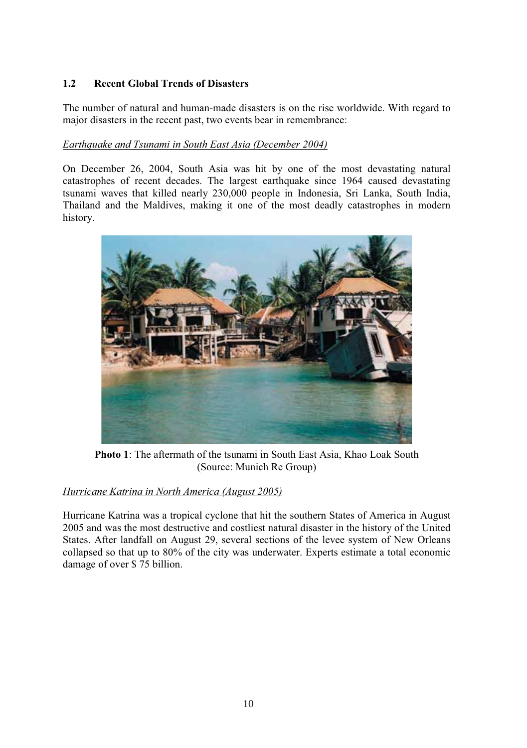## 1.2 Recent Global Trends of Disasters

The number of natural and human-made disasters is on the rise worldwide. With regard to major disasters in the recent past, two events bear in remembrance:

*Earthquake and Tsunami in South East Asia (December 2004)*

On December 26, 2004, South Asia was hit by one of the most devastating natural catastrophes of recent decades. The largest earthquake since 1964 caused devastating tsunami waves that killed nearly 230,000 people in Indonesia, Sri Lanka, South India, Thailand and the Maldives, making it one of the most deadly catastrophes in modern history.

**Photo 1**: The aftermath of the tsunami in South East Asia, Khao Loak South (Source: Munich Re Group)

*Hurricane Katrina in North America (August 2005)*

Hurricane Katrina was a tropical cyclone that hit the southern States of America in August 2005 and was the most destructive and costliest natural disaster in the history of the United States. After landfall on August 29, several sections of the levee system of New Orleans collapsed so that up to 80% of the city was underwater. Experts estimate a total economic damage of over $ 75 billion.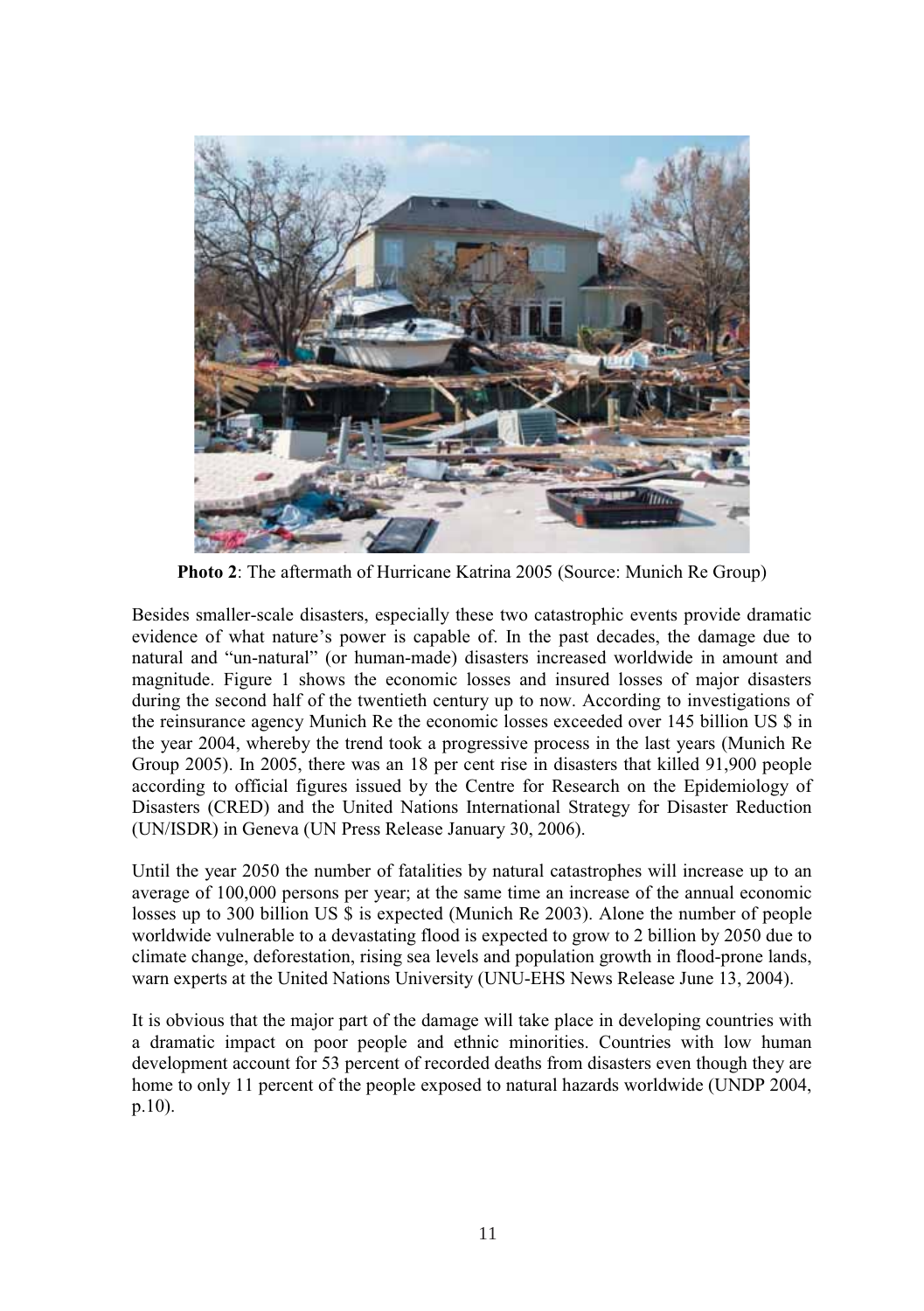**Photo 2**: The aftermath of Hurricane Katrina 2005 (Source: Munich Re Group)

Besides smaller-scale disasters, especially these two catastrophic events provide dramatic evidence of what nature's power is capable of. In the past decades, the damage due to natural and "un-natural" (or human-made) disasters increased worldwide in amount and magnitude. Figure 1 shows the economic losses and insured losses of major disasters during the second half of the twentieth century up to now. According to investigations of the reinsurance agency Munich Re the economic losses exceeded over 145 billion US $ in the year 2004, whereby the trend took a progressive process in the last years (Munich Re Group 2005). In 2005, there was an 18 per cent rise in disasters that killed 91,900 people according to official figures issued by the Centre for Research on the Epidemiology of Disasters (CRED) and the United Nations International Strategy for Disaster Reduction (UN/ISDR) in Geneva (UN Press Release January 30, 2006).

Until the year 2050 the number of fatalities by natural catastrophes will increase up to an average of 100,000 persons per year; at the same time an increase of the annual economic losses up to 300 billion US $ is expected (Munich Re 2003). Alone the number of people worldwide vulnerable to a devastating flood is expected to grow to 2 billion by 2050 due to climate change, deforestation, rising sea levels and population growth in flood-prone lands, warn experts at the United Nations University (UNU-EHS News Release June 13, 2004).

It is obvious that the major part of the damage will take place in developing countries with a dramatic impact on poor people and ethnic minorities. Countries with low human development account for 53 percent of recorded deaths from disasters even though they are home to only 11 percent of the people exposed to natural hazards worldwide (UNDP 2004, p.10).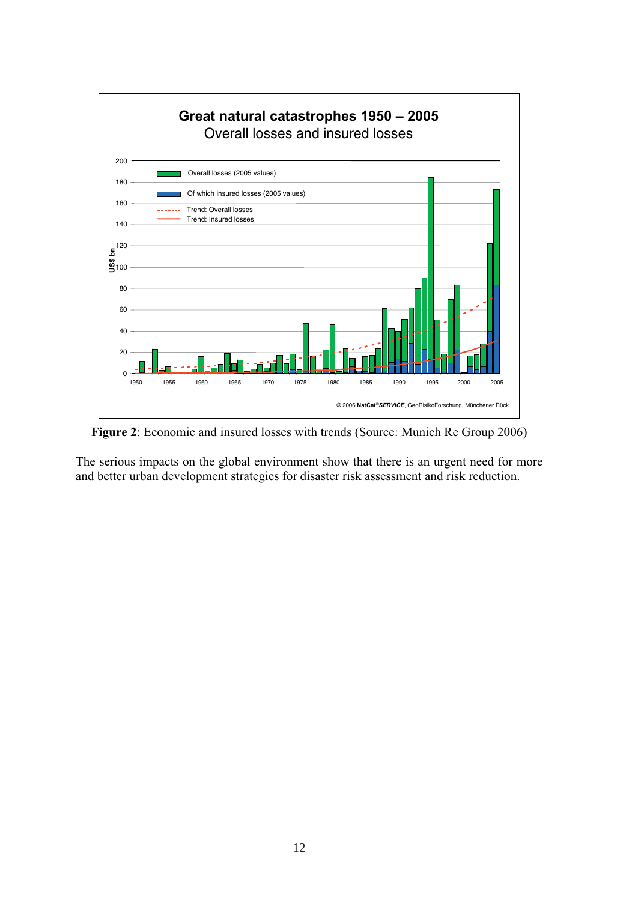**Figure 2**: Economic and insured losses with trends (Source: Munich Re Group 2006)

The serious impacts on the global environment show that there is an urgent need for more and better urban development strategies for disaster risk assessment and risk reduction.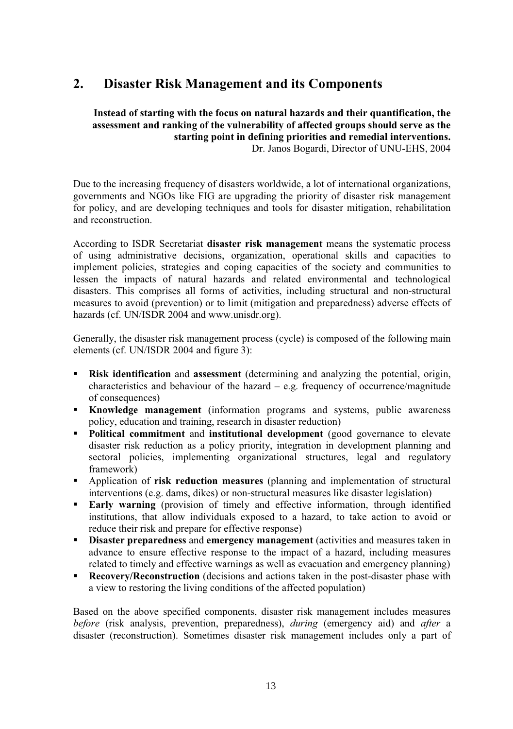## 2. Disaster Risk Management and its Components

> **Instead of starting with the focus on natural hazards and their quantification, the assessment and ranking of the vulnerability of affected groups should serve as the starting point in defining priorities and remedial interventions.**
> Dr. Janos Bogardi, Director of UNU-EHS, 2004

Due to the increasing frequency of disasters worldwide, a lot of international organizations, governments and NGOs like FIG are upgrading the priority of disaster risk management for policy, and are developing techniques and tools for disaster mitigation, rehabilitation and reconstruction.

According to ISDR Secretariat **disaster risk management** means the systematic process of using administrative decisions, organization, operational skills and capacities to implement policies, strategies and coping capacities of the society and communities to lessen the impacts of natural hazards and related environmental and technological disasters. This comprises all forms of activities, including structural and non-structural measures to avoid (prevention) or to limit (mitigation and preparedness) adverse effects of hazards (cf. UN/ISDR 2004 and www.unisdr.org).

Generally, the disaster risk management process (cycle) is composed of the following main elements (cf. UN/ISDR 2004 and figure 3):

- **Risk identification** and **assessment** (determining and analyzing the potential, origin, characteristics and behaviour of the hazard – e.g. frequency of occurrence/magnitude of consequences)
- **Knowledge management** (information programs and systems, public awareness policy, education and training, research in disaster reduction)
- **Political commitment** and **institutional development** (good governance to elevate disaster risk reduction as a policy priority, integration in development planning and sectoral policies, implementing organizational structures, legal and regulatory framework)
- Application of **risk reduction measures** (planning and implementation of structural interventions (e.g. dams, dikes) or non-structural measures like disaster legislation)
- **Early warning** (provision of timely and effective information, through identified institutions, that allow individuals exposed to a hazard, to take action to avoid or reduce their risk and prepare for effective response)
- **Disaster preparedness** and **emergency management** (activities and measures taken in advance to ensure effective response to the impact of a hazard, including measures related to timely and effective warnings as well as evacuation and emergency planning)
- **Recovery/Reconstruction** (decisions and actions taken in the post-disaster phase with a view to restoring the living conditions of the affected population)

Based on the above specified components, disaster risk management includes measures *before* (risk analysis, prevention, preparedness), *during* (emergency aid) and *after* a disaster (reconstruction). Sometimes disaster risk management includes only a part of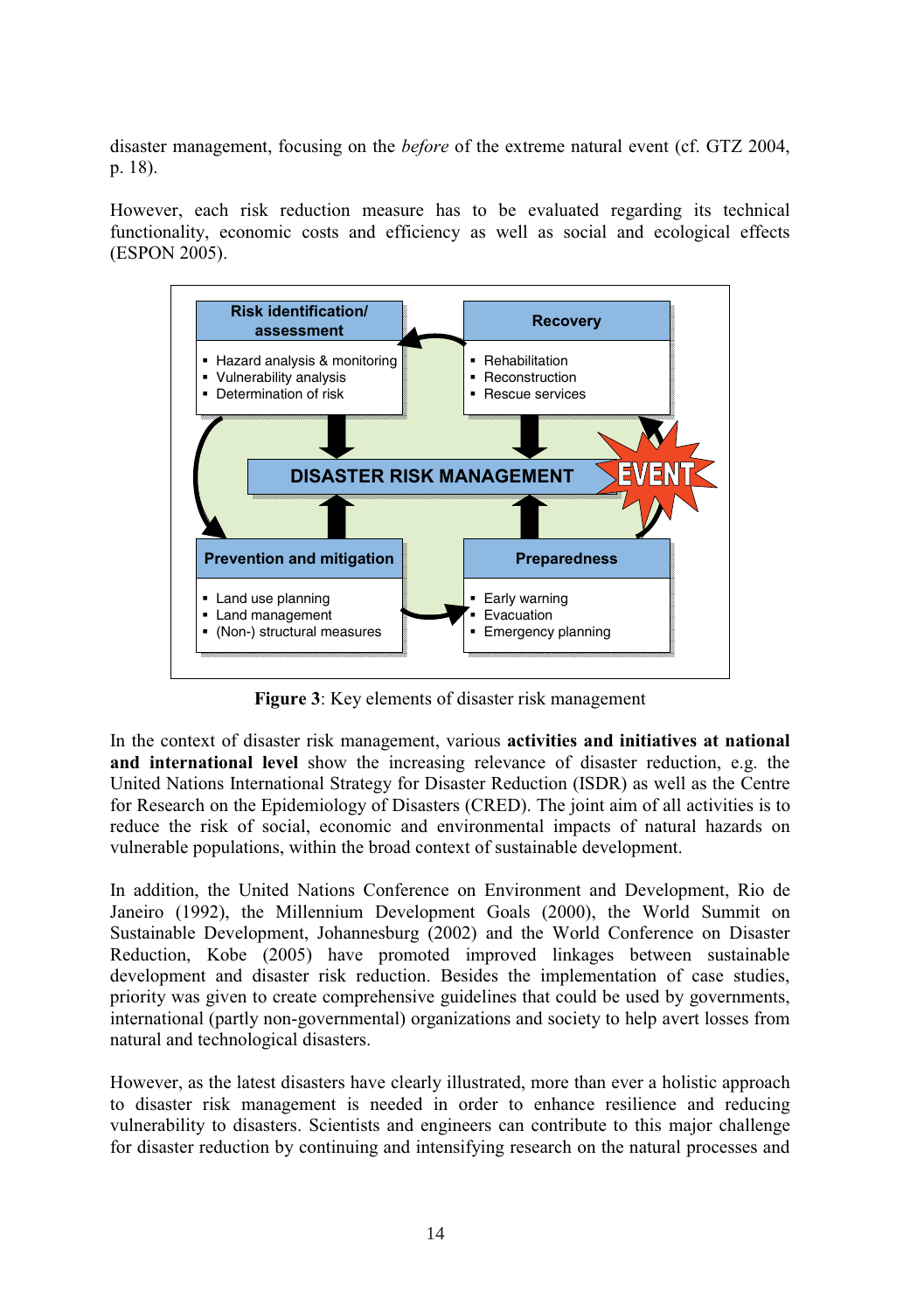disaster management, focusing on the *before* of the extreme natural event (cf. GTZ 2004, p. 18).

However, each risk reduction measure has to be evaluated regarding its technical functionality, economic costs and efficiency as well as social and ecological effects (ESPON 2005).

**Figure 3**: Key elements of disaster risk management

In the context of disaster risk management, various **activities and initiatives at national and international level** show the increasing relevance of disaster reduction, e.g. the United Nations International Strategy for Disaster Reduction (ISDR) as well as the Centre for Research on the Epidemiology of Disasters (CRED). The joint aim of all activities is to reduce the risk of social, economic and environmental impacts of natural hazards on vulnerable populations, within the broad context of sustainable development.

In addition, the United Nations Conference on Environment and Development, Rio de Janeiro (1992), the Millennium Development Goals (2000), the World Summit on Sustainable Development, Johannesburg (2002) and the World Conference on Disaster Reduction, Kobe (2005) have promoted improved linkages between sustainable development and disaster risk reduction. Besides the implementation of case studies, priority was given to create comprehensive guidelines that could be used by governments, international (partly non-governmental) organizations and society to help avert losses from natural and technological disasters.

However, as the latest disasters have clearly illustrated, more than ever a holistic approach to disaster risk management is needed in order to enhance resilience and reducing vulnerability to disasters. Scientists and engineers can contribute to this major challenge for disaster reduction by continuing and intensifying research on the natural processes and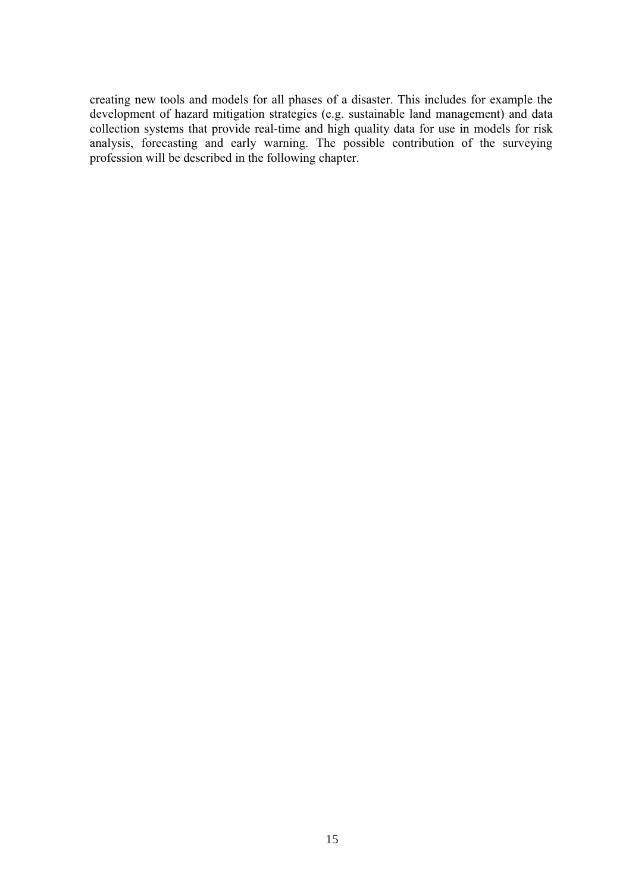creating new tools and models for all phases of a disaster. This includes for example the development of hazard mitigation strategies (e.g. sustainable land management) and data collection systems that provide real-time and high quality data for use in models for risk analysis, forecasting and early warning. The possible contribution of the surveying profession will be described in the following chapter.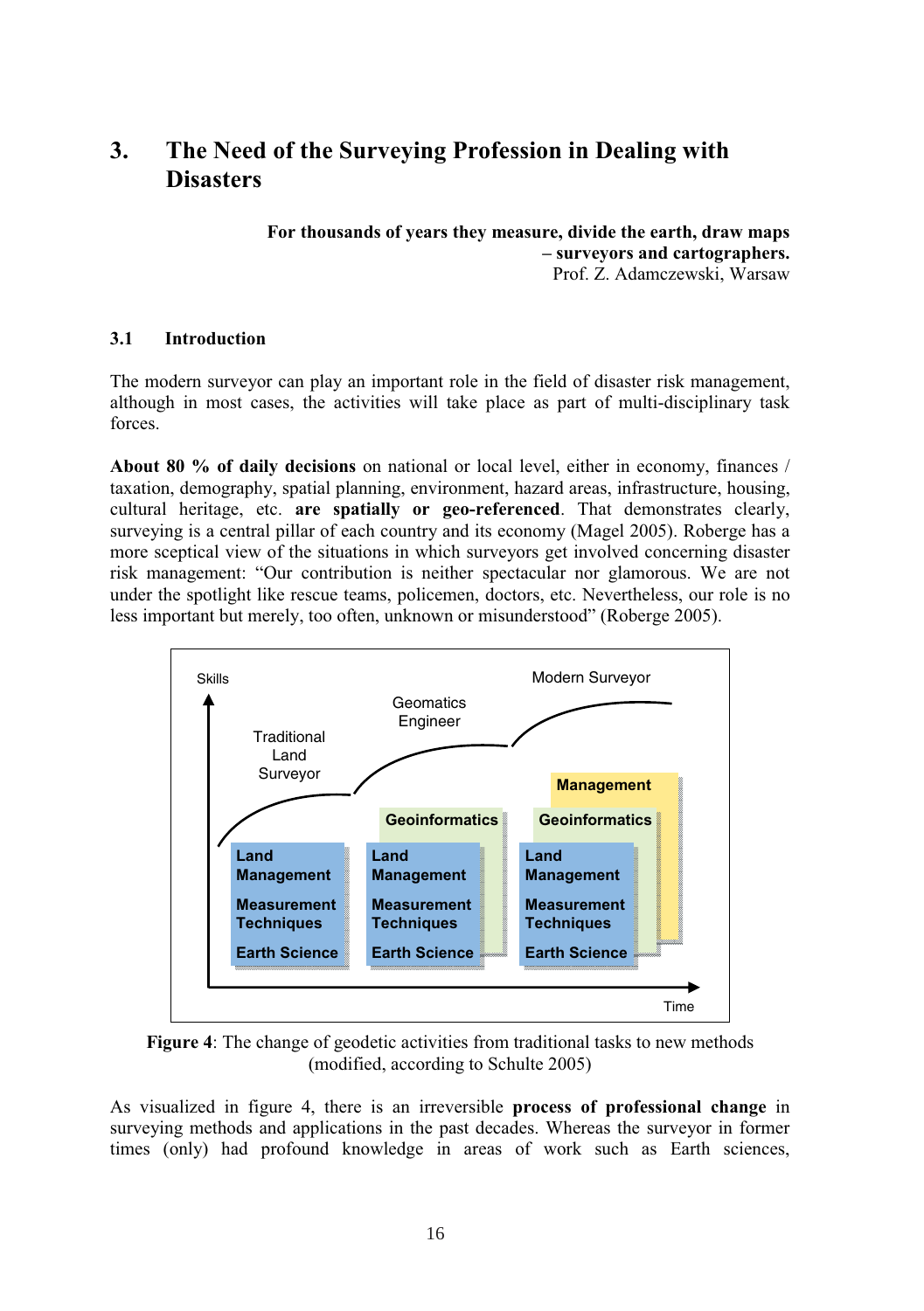# 3. The Need of the Surveying Profession in Dealing with Disasters

**For thousands of years they measure, divide the earth, draw maps – surveyors and cartographers.**
Prof. Z. Adamczewski, Warsaw

## 3.1 Introduction

The modern surveyor can play an important role in the field of disaster risk management, although in most cases, the activities will take place as part of multi-disciplinary task forces.

**About 80 % of daily decisions** on national or local level, either in economy, finances / taxation, demography, spatial planning, environment, hazard areas, infrastructure, housing, cultural heritage, etc. **are spatially or geo-referenced**. That demonstrates clearly, surveying is a central pillar of each country and its economy (Magel 2005). Roberge has a more sceptical view of the situations in which surveyors get involved concerning disaster risk management: "Our contribution is neither spectacular nor glamorous. We are not under the spotlight like rescue teams, policemen, doctors, etc. Nevertheless, our role is no less important but merely, too often, unknown or misunderstood" (Roberge 2005).

Skills | Time

Traditional Land Surveyor: Land Management, Measurement Techniques, Earth Science

Geomatics Engineer: Geoinformatics, Land Management, Measurement Techniques, Earth Science

Modern Surveyor: Management, Geoinformatics, Land Management, Measurement Techniques, Earth Science

**Figure 4**: The change of geodetic activities from traditional tasks to new methods (modified, according to Schulte 2005)

As visualized in figure 4, there is an irreversible **process of professional change** in surveying methods and applications in the past decades. Whereas the surveyor in former times (only) had profound knowledge in areas of work such as Earth sciences,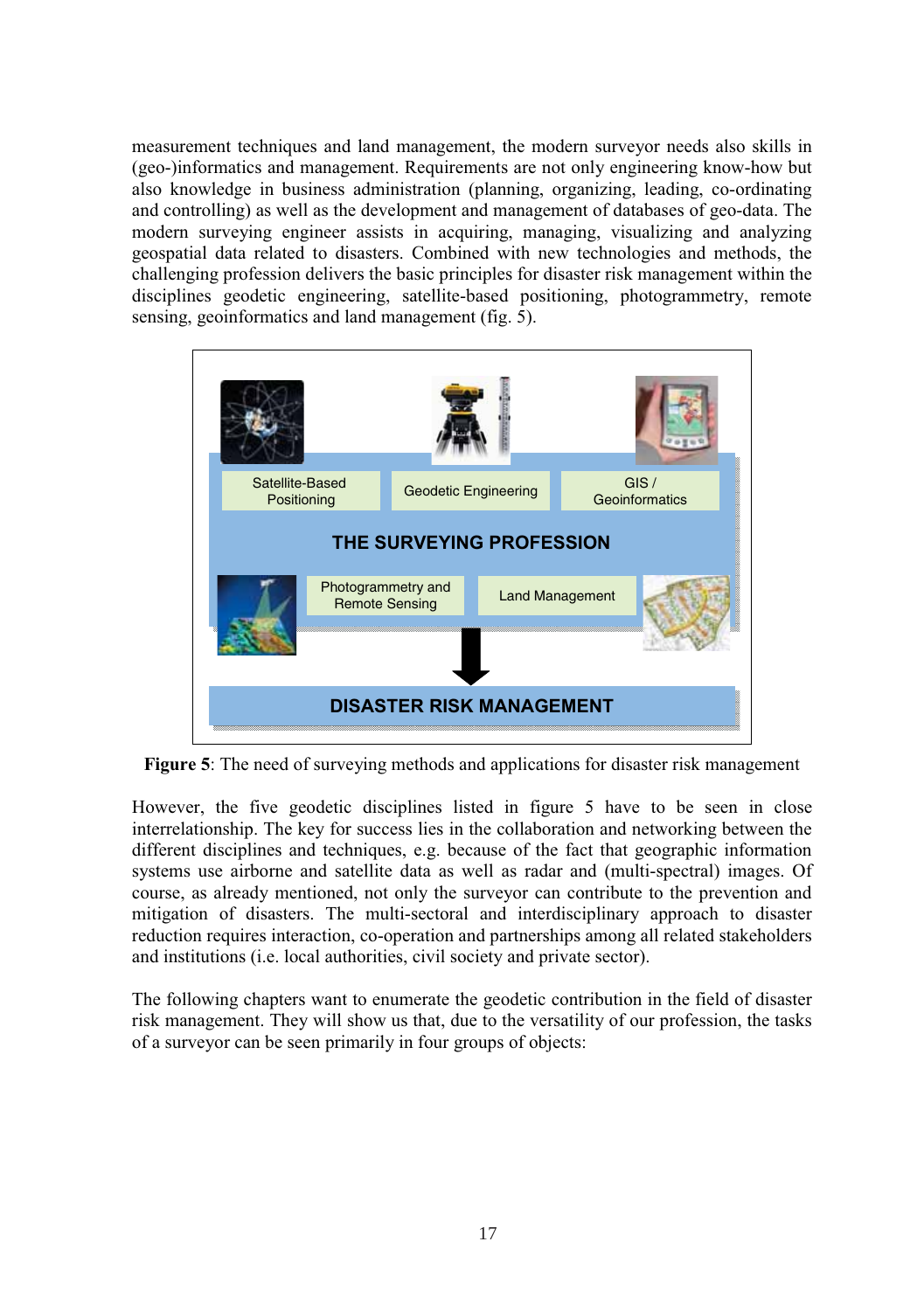measurement techniques and land management, the modern surveyor needs also skills in (geo-)informatics and management. Requirements are not only engineering know-how but also knowledge in business administration (planning, organizing, leading, co-ordinating and controlling) as well as the development and management of databases of geo-data. The modern surveying engineer assists in acquiring, managing, visualizing and analyzing geospatial data related to disasters. Combined with new technologies and methods, the challenging profession delivers the basic principles for disaster risk management within the disciplines geodetic engineering, satellite-based positioning, photogrammetry, remote sensing, geoinformatics and land management (fig. 5).

Satellite-Based Positioning | Geodetic Engineering | GIS / Geoinformatics

THE SURVEYING PROFESSION

Photogrammetry and Remote Sensing | Land Management

DISASTER RISK MANAGEMENT

**Figure 5**: The need of surveying methods and applications for disaster risk management

However, the five geodetic disciplines listed in figure 5 have to be seen in close interrelationship. The key for success lies in the collaboration and networking between the different disciplines and techniques, e.g. because of the fact that geographic information systems use airborne and satellite data as well as radar and (multi-spectral) images. Of course, as already mentioned, not only the surveyor can contribute to the prevention and mitigation of disasters. The multi-sectoral and interdisciplinary approach to disaster reduction requires interaction, co-operation and partnerships among all related stakeholders and institutions (i.e. local authorities, civil society and private sector).

The following chapters want to enumerate the geodetic contribution in the field of disaster risk management. They will show us that, due to the versatility of our profession, the tasks of a surveyor can be seen primarily in four groups of objects: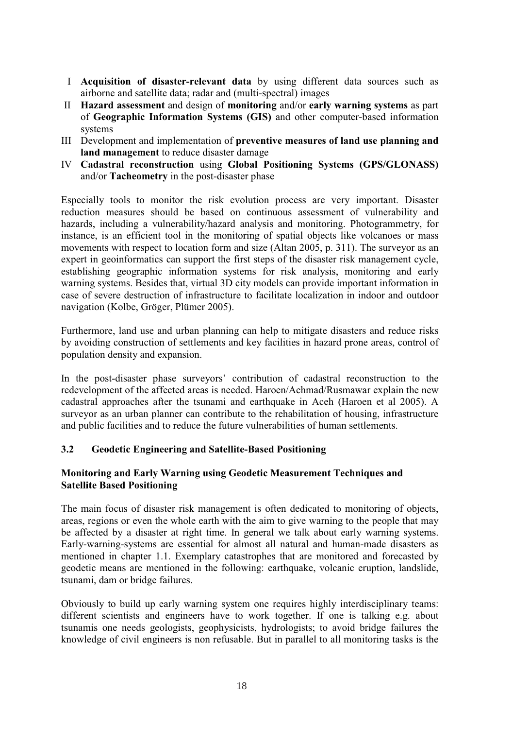I **Acquisition of disaster-relevant data** by using different data sources such as airborne and satellite data; radar and (multi-spectral) images

II **Hazard assessment** and design of **monitoring** and/or **early warning systems** as part of **Geographic Information Systems (GIS)** and other computer-based information systems

III Development and implementation of **preventive measures of land use planning and land management** to reduce disaster damage

IV **Cadastral reconstruction** using **Global Positioning Systems (GPS/GLONASS)** and/or **Tacheometry** in the post-disaster phase

Especially tools to monitor the risk evolution process are very important. Disaster reduction measures should be based on continuous assessment of vulnerability and hazards, including a vulnerability/hazard analysis and monitoring. Photogrammetry, for instance, is an efficient tool in the monitoring of spatial objects like volcanoes or mass movements with respect to location form and size (Altan 2005, p. 311). The surveyor as an expert in geoinformatics can support the first steps of the disaster risk management cycle, establishing geographic information systems for risk analysis, monitoring and early warning systems. Besides that, virtual 3D city models can provide important information in case of severe destruction of infrastructure to facilitate localization in indoor and outdoor navigation (Kolbe, Gröger, Plümer 2005).

Furthermore, land use and urban planning can help to mitigate disasters and reduce risks by avoiding construction of settlements and key facilities in hazard prone areas, control of population density and expansion.

In the post-disaster phase surveyors' contribution of cadastral reconstruction to the redevelopment of the affected areas is needed. Haroen/Achmad/Rusmawar explain the new cadastral approaches after the tsunami and earthquake in Aceh (Haroen et al 2005). A surveyor as an urban planner can contribute to the rehabilitation of housing, infrastructure and public facilities and to reduce the future vulnerabilities of human settlements.

### 3.2 Geodetic Engineering and Satellite-Based Positioning

**Monitoring and Early Warning using Geodetic Measurement Techniques and Satellite Based Positioning**

The main focus of disaster risk management is often dedicated to monitoring of objects, areas, regions or even the whole earth with the aim to give warning to the people that may be affected by a disaster at right time. In general we talk about early warning systems. Early-warning-systems are essential for almost all natural and human-made disasters as mentioned in chapter 1.1. Exemplary catastrophes that are monitored and forecasted by geodetic means are mentioned in the following: earthquake, volcanic eruption, landslide, tsunami, dam or bridge failures.

Obviously to build up early warning system one requires highly interdisciplinary teams: different scientists and engineers have to work together. If one is talking e.g. about tsunamis one needs geologists, geophysicists, hydrologists; to avoid bridge failures the knowledge of civil engineers is non refusable. But in parallel to all monitoring tasks is the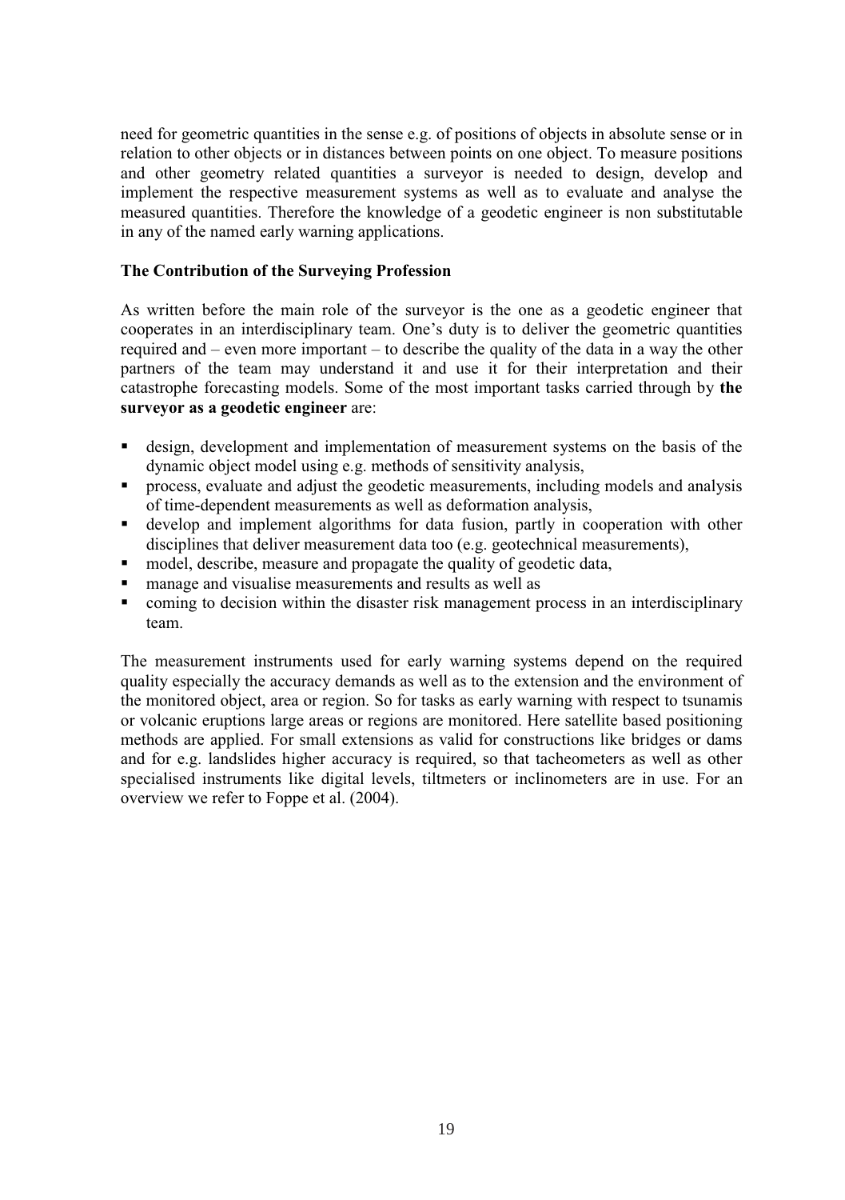need for geometric quantities in the sense e.g. of positions of objects in absolute sense or in relation to other objects or in distances between points on one object. To measure positions and other geometry related quantities a surveyor is needed to design, develop and implement the respective measurement systems as well as to evaluate and analyse the measured quantities. Therefore the knowledge of a geodetic engineer is non substitutable in any of the named early warning applications.

**The Contribution of the Surveying Profession**

As written before the main role of the surveyor is the one as a geodetic engineer that cooperates in an interdisciplinary team. One's duty is to deliver the geometric quantities required and – even more important – to describe the quality of the data in a way the other partners of the team may understand it and use it for their interpretation and their catastrophe forecasting models. Some of the most important tasks carried through by **the surveyor as a geodetic engineer** are:

- design, development and implementation of measurement systems on the basis of the dynamic object model using e.g. methods of sensitivity analysis,
- process, evaluate and adjust the geodetic measurements, including models and analysis of time-dependent measurements as well as deformation analysis,
- develop and implement algorithms for data fusion, partly in cooperation with other disciplines that deliver measurement data too (e.g. geotechnical measurements),
- model, describe, measure and propagate the quality of geodetic data,
- manage and visualise measurements and results as well as
- coming to decision within the disaster risk management process in an interdisciplinary team.

The measurement instruments used for early warning systems depend on the required quality especially the accuracy demands as well as to the extension and the environment of the monitored object, area or region. So for tasks as early warning with respect to tsunamis or volcanic eruptions large areas or regions are monitored. Here satellite based positioning methods are applied. For small extensions as valid for constructions like bridges or dams and for e.g. landslides higher accuracy is required, so that tacheometers as well as other specialised instruments like digital levels, tiltmeters or inclinometers are in use. For an overview we refer to Foppe et al. (2004).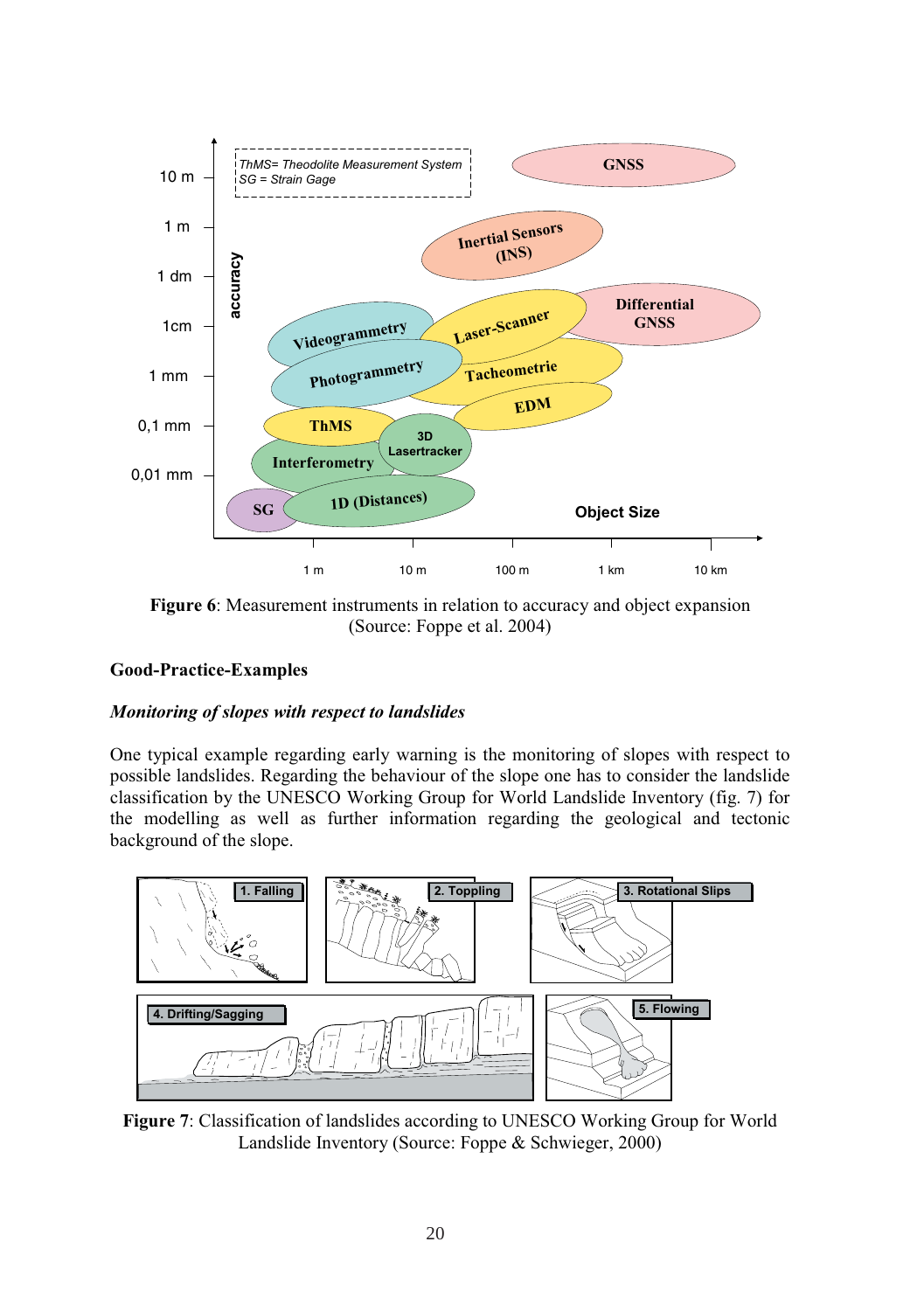**Figure 6**: Measurement instruments in relation to accuracy and object expansion (Source: Foppe et al. 2004)

### Good-Practice-Examples

#### *Monitoring of slopes with respect to landslides*

One typical example regarding early warning is the monitoring of slopes with respect to possible landslides. Regarding the behaviour of the slope one has to consider the landslide classification by the UNESCO Working Group for World Landslide Inventory (fig. 7) for the modelling as well as further information regarding the geological and tectonic background of the slope.

**Figure 7**: Classification of landslides according to UNESCO Working Group for World Landslide Inventory (Source: Foppe & Schwieger, 2000)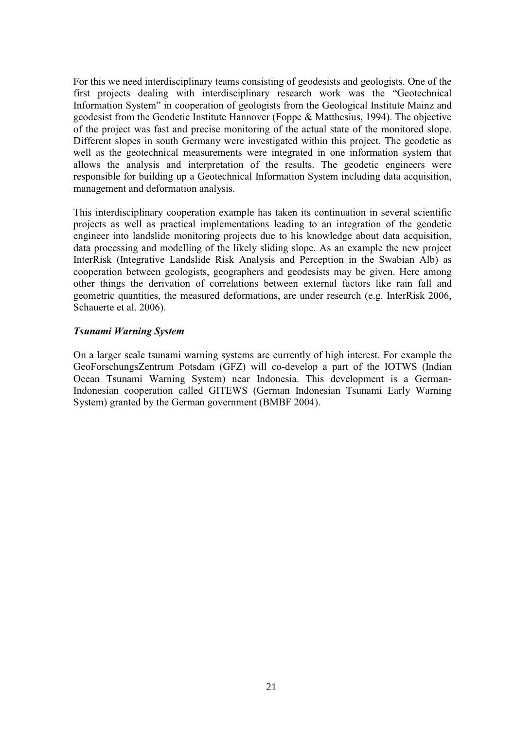For this we need interdisciplinary teams consisting of geodesists and geologists. One of the first projects dealing with interdisciplinary research work was the "Geotechnical Information System" in cooperation of geologists from the Geological Institute Mainz and geodesist from the Geodetic Institute Hannover (Foppe & Matthesius, 1994). The objective of the project was fast and precise monitoring of the actual state of the monitored slope. Different slopes in south Germany were investigated within this project. The geodetic as well as the geotechnical measurements were integrated in one information system that allows the analysis and interpretation of the results. The geodetic engineers were responsible for building up a Geotechnical Information System including data acquisition, management and deformation analysis.

This interdisciplinary cooperation example has taken its continuation in several scientific projects as well as practical implementations leading to an integration of the geodetic engineer into landslide monitoring projects due to his knowledge about data acquisition, data processing and modelling of the likely sliding slope. As an example the new project InterRisk (Integrative Landslide Risk Analysis and Perception in the Swabian Alb) as cooperation between geologists, geographers and geodesists may be given. Here among other things the derivation of correlations between external factors like rain fall and geometric quantities, the measured deformations, are under research (e.g. InterRisk 2006, Schauerte et al. 2006).

***Tsunami Warning System***

On a larger scale tsunami warning systems are currently of high interest. For example the GeoForschungsZentrum Potsdam (GFZ) will co-develop a part of the IOTWS (Indian Ocean Tsunami Warning System) near Indonesia. This development is a German-Indonesian cooperation called GITEWS (German Indonesian Tsunami Early Warning System) granted by the German government (BMBF 2004).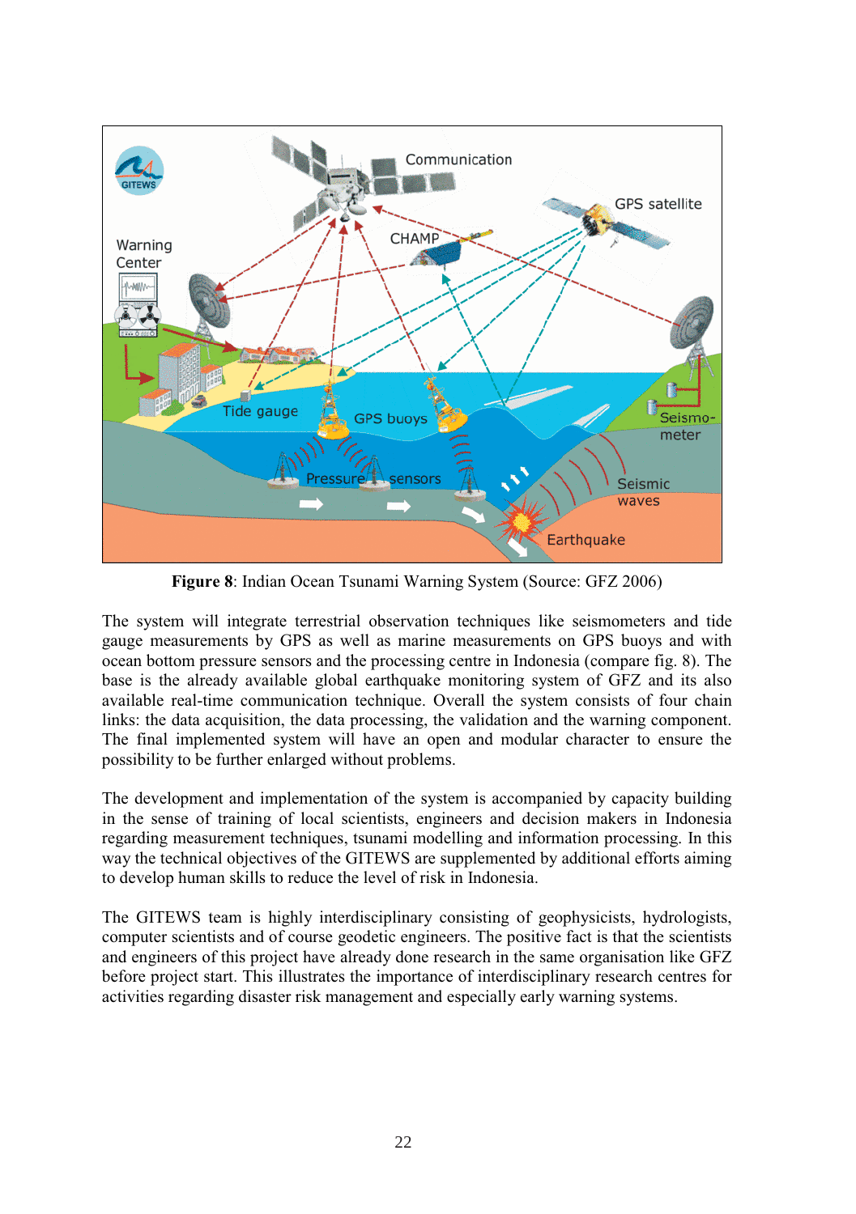**Figure 8**: Indian Ocean Tsunami Warning System (Source: GFZ 2006)

The system will integrate terrestrial observation techniques like seismometers and tide gauge measurements by GPS as well as marine measurements on GPS buoys and with ocean bottom pressure sensors and the processing centre in Indonesia (compare fig. 8). The base is the already available global earthquake monitoring system of GFZ and its also available real-time communication technique. Overall the system consists of four chain links: the data acquisition, the data processing, the validation and the warning component. The final implemented system will have an open and modular character to ensure the possibility to be further enlarged without problems.

The development and implementation of the system is accompanied by capacity building in the sense of training of local scientists, engineers and decision makers in Indonesia regarding measurement techniques, tsunami modelling and information processing. In this way the technical objectives of the GITEWS are supplemented by additional efforts aiming to develop human skills to reduce the level of risk in Indonesia.

The GITEWS team is highly interdisciplinary consisting of geophysicists, hydrologists, computer scientists and of course geodetic engineers. The positive fact is that the scientists and engineers of this project have already done research in the same organisation like GFZ before project start. This illustrates the importance of interdisciplinary research centres for activities regarding disaster risk management and especially early warning systems.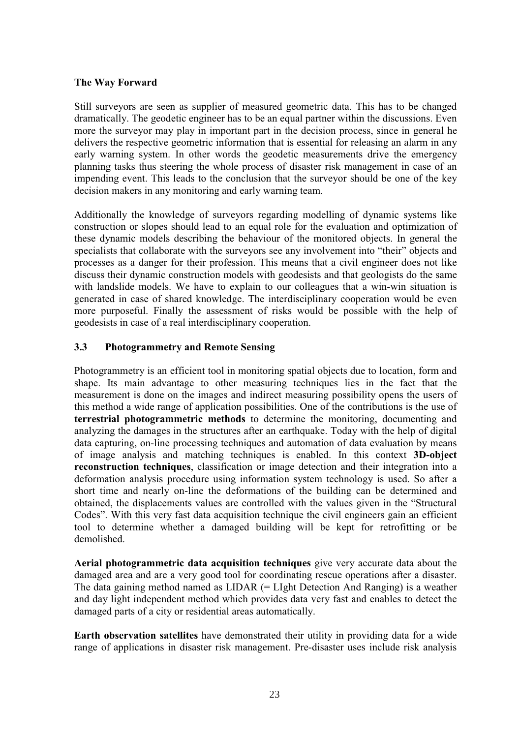**The Way Forward**

Still surveyors are seen as supplier of measured geometric data. This has to be changed dramatically. The geodetic engineer has to be an equal partner within the discussions. Even more the surveyor may play in important part in the decision process, since in general he delivers the respective geometric information that is essential for releasing an alarm in any early warning system. In other words the geodetic measurements drive the emergency planning tasks thus steering the whole process of disaster risk management in case of an impending event. This leads to the conclusion that the surveyor should be one of the key decision makers in any monitoring and early warning team.

Additionally the knowledge of surveyors regarding modelling of dynamic systems like construction or slopes should lead to an equal role for the evaluation and optimization of these dynamic models describing the behaviour of the monitored objects. In general the specialists that collaborate with the surveyors see any involvement into "their" objects and processes as a danger for their profession. This means that a civil engineer does not like discuss their dynamic construction models with geodesists and that geologists do the same with landslide models. We have to explain to our colleagues that a win-win situation is generated in case of shared knowledge. The interdisciplinary cooperation would be even more purposeful. Finally the assessment of risks would be possible with the help of geodesists in case of a real interdisciplinary cooperation.

### 3.3 Photogrammetry and Remote Sensing

Photogrammetry is an efficient tool in monitoring spatial objects due to location, form and shape. Its main advantage to other measuring techniques lies in the fact that the measurement is done on the images and indirect measuring possibility opens the users of this method a wide range of application possibilities. One of the contributions is the use of **terrestrial photogrammetric methods** to determine the monitoring, documenting and analyzing the damages in the structures after an earthquake. Today with the help of digital data capturing, on-line processing techniques and automation of data evaluation by means of image analysis and matching techniques is enabled. In this context **3D-object reconstruction techniques**, classification or image detection and their integration into a deformation analysis procedure using information system technology is used. So after a short time and nearly on-line the deformations of the building can be determined and obtained, the displacements values are controlled with the values given in the "Structural Codes". With this very fast data acquisition technique the civil engineers gain an efficient tool to determine whether a damaged building will be kept for retrofitting or be demolished.

**Aerial photogrammetric data acquisition techniques** give very accurate data about the damaged area and are a very good tool for coordinating rescue operations after a disaster. The data gaining method named as LIDAR (= LIght Detection And Ranging) is a weather and day light independent method which provides data very fast and enables to detect the damaged parts of a city or residential areas automatically.

**Earth observation satellites** have demonstrated their utility in providing data for a wide range of applications in disaster risk management. Pre-disaster uses include risk analysis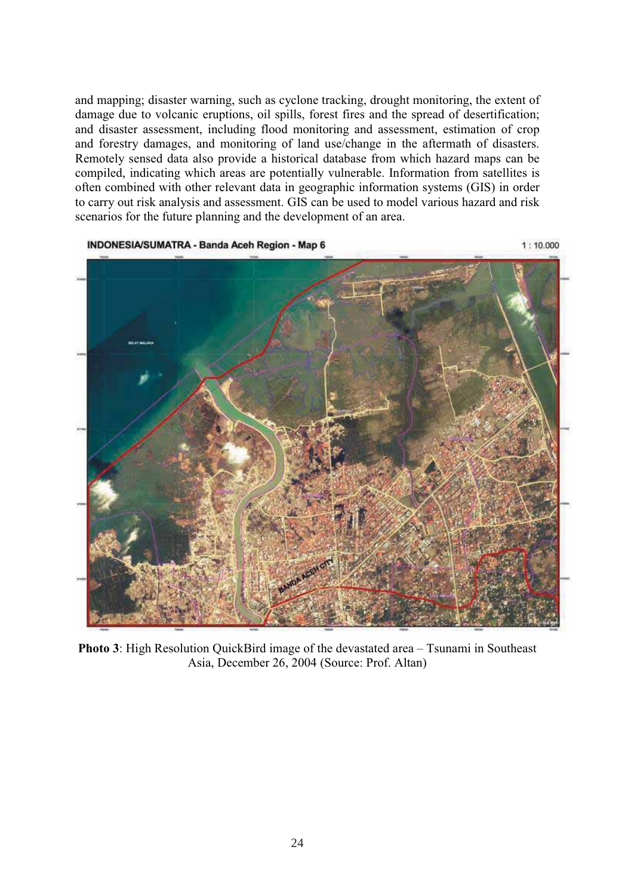and mapping; disaster warning, such as cyclone tracking, drought monitoring, the extent of damage due to volcanic eruptions, oil spills, forest fires and the spread of desertification; and disaster assessment, including flood monitoring and assessment, estimation of crop and forestry damages, and monitoring of land use/change in the aftermath of disasters. Remotely sensed data also provide a historical database from which hazard maps can be compiled, indicating which areas are potentially vulnerable. Information from satellites is often combined with other relevant data in geographic information systems (GIS) in order to carry out risk analysis and assessment. GIS can be used to model various hazard and risk scenarios for the future planning and the development of an area.

**Photo 3**: High Resolution QuickBird image of the devastated area – Tsunami in Southeast Asia, December 26, 2004 (Source: Prof. Altan)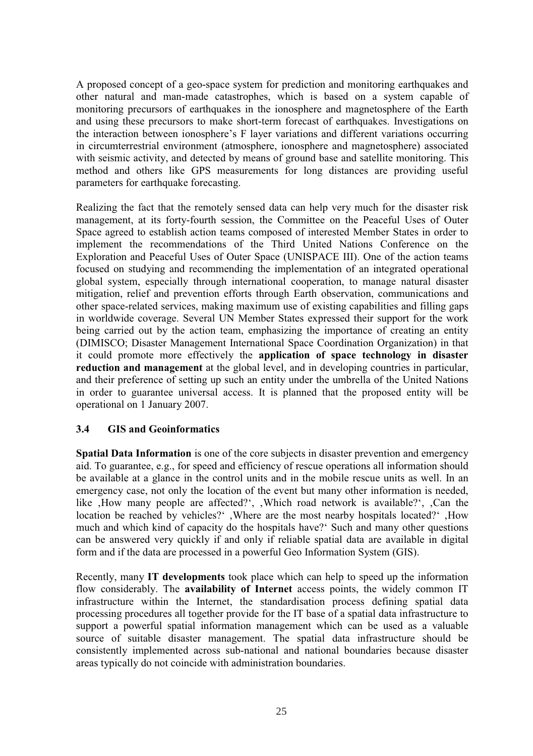A proposed concept of a geo-space system for prediction and monitoring earthquakes and other natural and man-made catastrophes, which is based on a system capable of monitoring precursors of earthquakes in the ionosphere and magnetosphere of the Earth and using these precursors to make short-term forecast of earthquakes. Investigations on the interaction between ionosphere's F layer variations and different variations occurring in circumterrestrial environment (atmosphere, ionosphere and magnetosphere) associated with seismic activity, and detected by means of ground base and satellite monitoring. This method and others like GPS measurements for long distances are providing useful parameters for earthquake forecasting.

Realizing the fact that the remotely sensed data can help very much for the disaster risk management, at its forty-fourth session, the Committee on the Peaceful Uses of Outer Space agreed to establish action teams composed of interested Member States in order to implement the recommendations of the Third United Nations Conference on the Exploration and Peaceful Uses of Outer Space (UNISPACE III). One of the action teams focused on studying and recommending the implementation of an integrated operational global system, especially through international cooperation, to manage natural disaster mitigation, relief and prevention efforts through Earth observation, communications and other space-related services, making maximum use of existing capabilities and filling gaps in worldwide coverage. Several UN Member States expressed their support for the work being carried out by the action team, emphasizing the importance of creating an entity (DIMISCO; Disaster Management International Space Coordination Organization) in that it could promote more effectively the **application of space technology in disaster reduction and management** at the global level, and in developing countries in particular, and their preference of setting up such an entity under the umbrella of the United Nations in order to guarantee universal access. It is planned that the proposed entity will be operational on 1 January 2007.

### 3.4 GIS and Geoinformatics

**Spatial Data Information** is one of the core subjects in disaster prevention and emergency aid. To guarantee, e.g., for speed and efficiency of rescue operations all information should be available at a glance in the control units and in the mobile rescue units as well. In an emergency case, not only the location of the event but many other information is needed, like ‚How many people are affected?‘, ‚Which road network is available?‘, ‚Can the location be reached by vehicles?‘ ‚Where are the most nearby hospitals located?‘ ‚How much and which kind of capacity do the hospitals have?‘ Such and many other questions can be answered very quickly if and only if reliable spatial data are available in digital form and if the data are processed in a powerful Geo Information System (GIS).

Recently, many **IT developments** took place which can help to speed up the information flow considerably. The **availability of Internet** access points, the widely common IT infrastructure within the Internet, the standardisation process defining spatial data processing procedures all together provide for the IT base of a spatial data infrastructure to support a powerful spatial information management which can be used as a valuable source of suitable disaster management. The spatial data infrastructure should be consistently implemented across sub-national and national boundaries because disaster areas typically do not coincide with administration boundaries.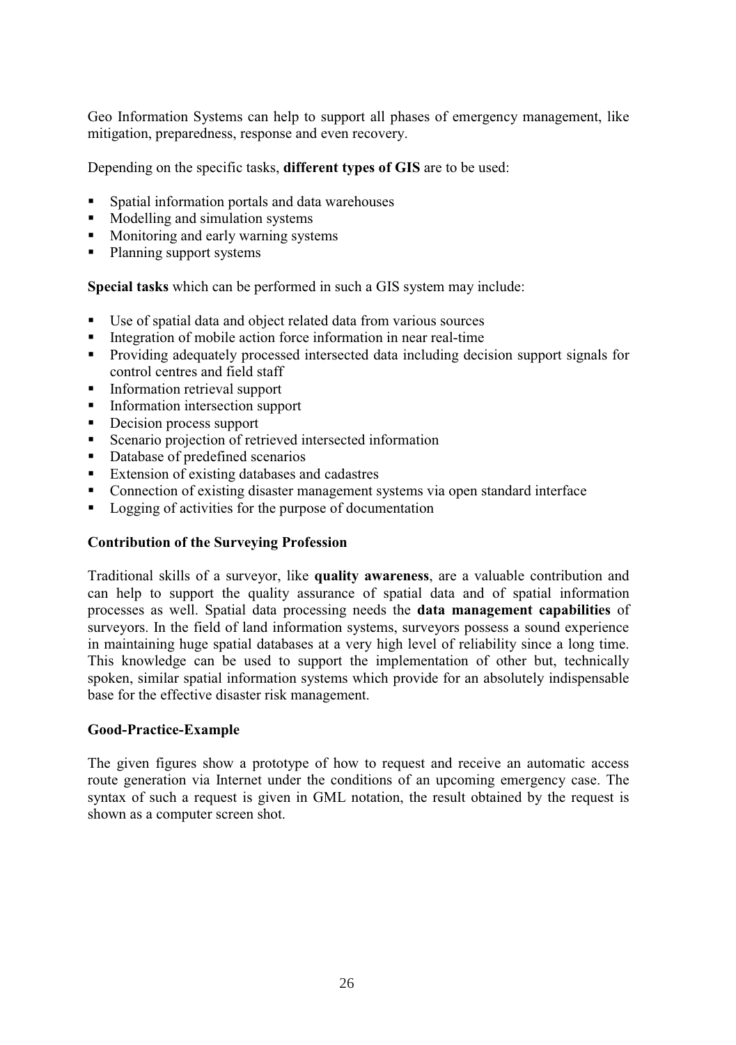Geo Information Systems can help to support all phases of emergency management, like mitigation, preparedness, response and even recovery.

Depending on the specific tasks, **different types of GIS** are to be used:

- Spatial information portals and data warehouses
- Modelling and simulation systems
- Monitoring and early warning systems
- Planning support systems

**Special tasks** which can be performed in such a GIS system may include:

- Use of spatial data and object related data from various sources
- Integration of mobile action force information in near real-time
- Providing adequately processed intersected data including decision support signals for control centres and field staff
- Information retrieval support
- Information intersection support
- Decision process support
- Scenario projection of retrieved intersected information
- Database of predefined scenarios
- Extension of existing databases and cadastres
- Connection of existing disaster management systems via open standard interface
- Logging of activities for the purpose of documentation

### Contribution of the Surveying Profession

Traditional skills of a surveyor, like **quality awareness**, are a valuable contribution and can help to support the quality assurance of spatial data and of spatial information processes as well. Spatial data processing needs the **data management capabilities** of surveyors. In the field of land information systems, surveyors possess a sound experience in maintaining huge spatial databases at a very high level of reliability since a long time. This knowledge can be used to support the implementation of other but, technically spoken, similar spatial information systems which provide for an absolutely indispensable base for the effective disaster risk management.

### Good-Practice-Example

The given figures show a prototype of how to request and receive an automatic access route generation via Internet under the conditions of an upcoming emergency case. The syntax of such a request is given in GML notation, the result obtained by the request is shown as a computer screen shot.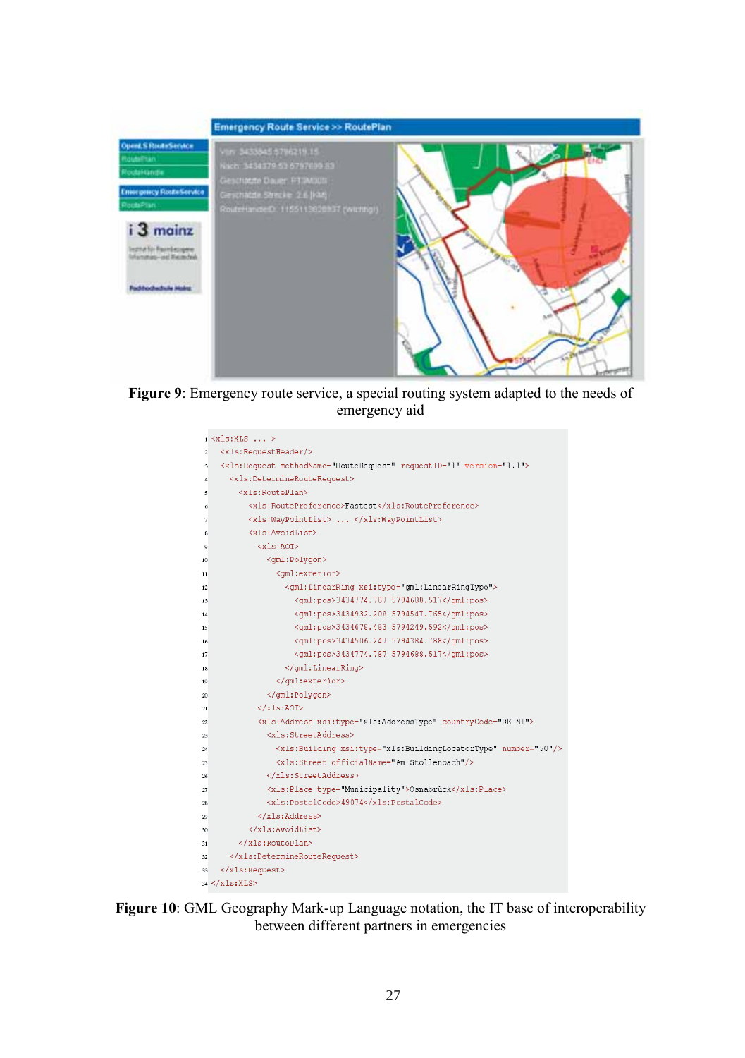**Figure 9**: Emergency route service, a special routing system adapted to the needs of emergency aid

```
<xls:XLS ... >
  <xls:RequestHeader/>
  <xls:Request methodName="RouteRequest" requestID="1" version="1.1">
    <xls:DetermineRouteRequest>
      <xls:RoutePlan>
        <xls:RoutePreference>Fastest</xls:RoutePreference>
        <xls:WayPointList> ... </xls:WayPointList>
        <xls:AvoidList>
          <xls:AOI>
            <gml:Polygon>
              <gml:exterior>
                <gml:LinearRing xsi:type="gml:LinearRingType">
                  <gml:pos>3434774.787 5794688.517</gml:pos>
                  <gml:pos>3434932.208 5794547.765</gml:pos>
                  <gml:pos>3434678.483 5794249.592</gml:pos>
                  <gml:pos>3434506.247 5794384.788</gml:pos>
                  <gml:pos>3434774.787 5794688.517</gml:pos>
                </gml:LinearRing>
              </gml:exterior>
            </gml:Polygon>
          </xls:AOI>
          <xls:Address xsi:type="xls:AddressType" countryCode="DE-NI">
            <xls:StreetAddress>
              <xls:Building xsi:type="xls:BuildingLocatorType" number="50"/>
              <xls:Street officialName="Am Stollenbach"/>
            </xls:StreetAddress>
            <xls:Place type="Municipality">Osnabrück</xls:Place>
            <xls:PostalCode>49074</xls:PostalCode>
          </xls:Address>
        </xls:AvoidList>
      </xls:RoutePlan>
    </xls:DetermineRouteRequest>
  </xls:Request>
</xls:XLS>
```

**Figure 10**: GML Geography Mark-up Language notation, the IT base of interoperability between different partners in emergencies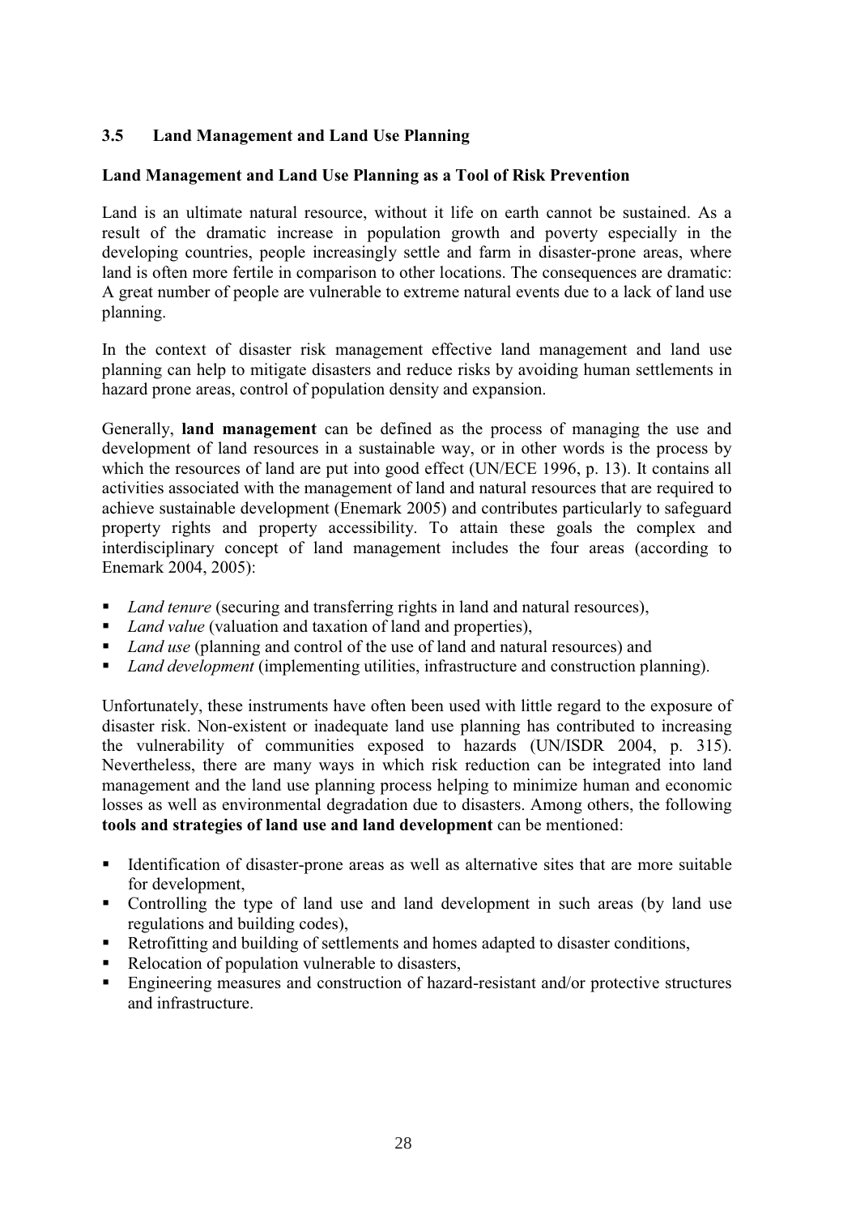## 3.5 Land Management and Land Use Planning

### Land Management and Land Use Planning as a Tool of Risk Prevention

Land is an ultimate natural resource, without it life on earth cannot be sustained. As a result of the dramatic increase in population growth and poverty especially in the developing countries, people increasingly settle and farm in disaster-prone areas, where land is often more fertile in comparison to other locations. The consequences are dramatic: A great number of people are vulnerable to extreme natural events due to a lack of land use planning.

In the context of disaster risk management effective land management and land use planning can help to mitigate disasters and reduce risks by avoiding human settlements in hazard prone areas, control of population density and expansion.

Generally, **land management** can be defined as the process of managing the use and development of land resources in a sustainable way, or in other words is the process by which the resources of land are put into good effect (UN/ECE 1996, p. 13). It contains all activities associated with the management of land and natural resources that are required to achieve sustainable development (Enemark 2005) and contributes particularly to safeguard property rights and property accessibility. To attain these goals the complex and interdisciplinary concept of land management includes the four areas (according to Enemark 2004, 2005):

- *Land tenure* (securing and transferring rights in land and natural resources),
- *Land value* (valuation and taxation of land and properties),
- *Land use* (planning and control of the use of land and natural resources) and
- *Land development* (implementing utilities, infrastructure and construction planning).

Unfortunately, these instruments have often been used with little regard to the exposure of disaster risk. Non-existent or inadequate land use planning has contributed to increasing the vulnerability of communities exposed to hazards (UN/ISDR 2004, p. 315). Nevertheless, there are many ways in which risk reduction can be integrated into land management and the land use planning process helping to minimize human and economic losses as well as environmental degradation due to disasters. Among others, the following **tools and strategies of land use and land development** can be mentioned:

- Identification of disaster-prone areas as well as alternative sites that are more suitable for development,
- Controlling the type of land use and land development in such areas (by land use regulations and building codes),
- Retrofitting and building of settlements and homes adapted to disaster conditions,
- Relocation of population vulnerable to disasters,
- Engineering measures and construction of hazard-resistant and/or protective structures and infrastructure.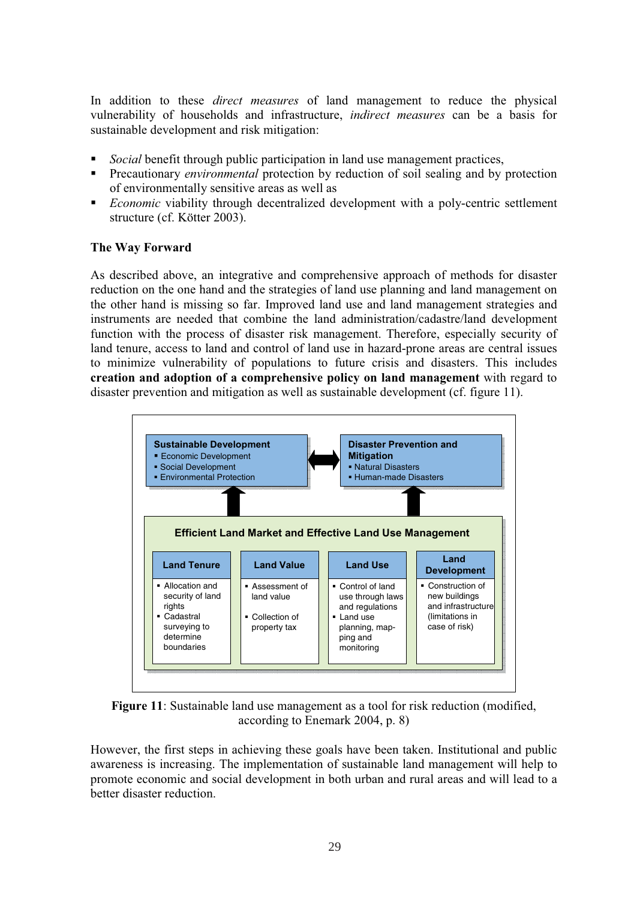In addition to these *direct measures* of land management to reduce the physical vulnerability of households and infrastructure, *indirect measures* can be a basis for sustainable development and risk mitigation:

- *Social* benefit through public participation in land use management practices,
- Precautionary *environmental* protection by reduction of soil sealing and by protection of environmentally sensitive areas as well as
- *Economic* viability through decentralized development with a poly-centric settlement structure (cf. Kötter 2003).

**The Way Forward**

As described above, an integrative and comprehensive approach of methods for disaster reduction on the one hand and the strategies of land use planning and land management on the other hand is missing so far. Improved land use and land management strategies and instruments are needed that combine the land administration/cadastre/land development function with the process of disaster risk management. Therefore, especially security of land tenure, access to land and control of land use in hazard-prone areas are central issues to minimize vulnerability of populations to future crisis and disasters. This includes **creation and adoption of a comprehensive policy on land management** with regard to disaster prevention and mitigation as well as sustainable development (cf. figure 11).

**Sustainable Development**
- Economic Development
- Social Development
- Environmental Protection

↔

**Disaster Prevention and Mitigation**
- Natural Disasters
- Human-made Disasters

↑ ↑

**Efficient Land Market and Effective Land Use Management**

| Land Tenure | Land Value | Land Use | Land Development |
|---|---|---|---|
| ▪ Allocation and security of land rights<br>▪ Cadastral surveying to determine boundaries | ▪ Assessment of land value<br>▪ Collection of property tax | ▪ Control of land use through laws and regulations<br>▪ Land use planning, mapping and monitoring | ▪ Construction of new buildings and infrastructure (limitations in case of risk) |

**Figure 11**: Sustainable land use management as a tool for risk reduction (modified, according to Enemark 2004, p. 8)

However, the first steps in achieving these goals have been taken. Institutional and public awareness is increasing. The implementation of sustainable land management will help to promote economic and social development in both urban and rural areas and will lead to a better disaster reduction.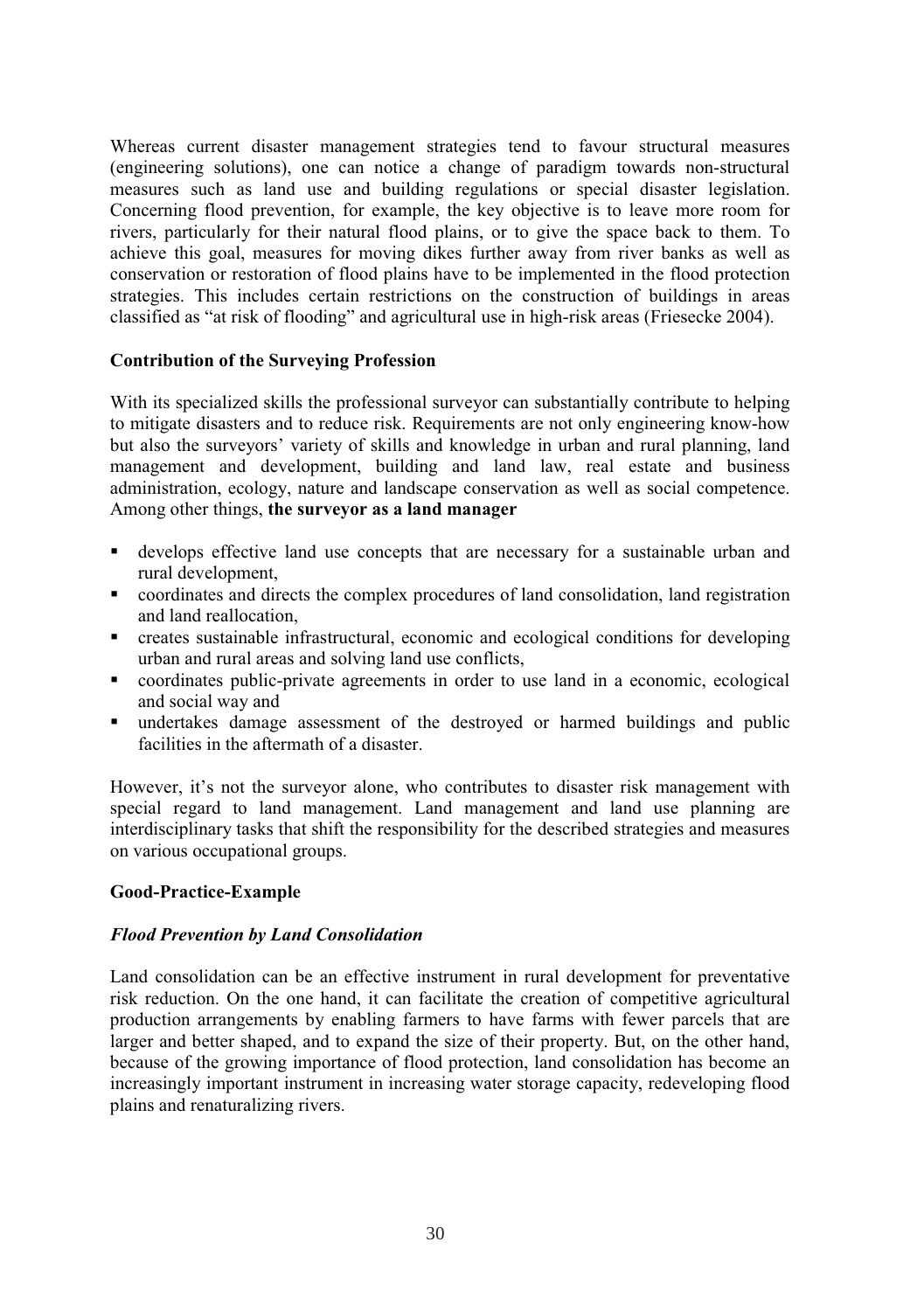Whereas current disaster management strategies tend to favour structural measures (engineering solutions), one can notice a change of paradigm towards non-structural measures such as land use and building regulations or special disaster legislation. Concerning flood prevention, for example, the key objective is to leave more room for rivers, particularly for their natural flood plains, or to give the space back to them. To achieve this goal, measures for moving dikes further away from river banks as well as conservation or restoration of flood plains have to be implemented in the flood protection strategies. This includes certain restrictions on the construction of buildings in areas classified as "at risk of flooding" and agricultural use in high-risk areas (Friesecke 2004).

**Contribution of the Surveying Profession**

With its specialized skills the professional surveyor can substantially contribute to helping to mitigate disasters and to reduce risk. Requirements are not only engineering know-how but also the surveyors' variety of skills and knowledge in urban and rural planning, land management and development, building and land law, real estate and business administration, ecology, nature and landscape conservation as well as social competence. Among other things, **the surveyor as a land manager**

- develops effective land use concepts that are necessary for a sustainable urban and rural development,
- coordinates and directs the complex procedures of land consolidation, land registration and land reallocation,
- creates sustainable infrastructural, economic and ecological conditions for developing urban and rural areas and solving land use conflicts,
- coordinates public-private agreements in order to use land in a economic, ecological and social way and
- undertakes damage assessment of the destroyed or harmed buildings and public facilities in the aftermath of a disaster.

However, it's not the surveyor alone, who contributes to disaster risk management with special regard to land management. Land management and land use planning are interdisciplinary tasks that shift the responsibility for the described strategies and measures on various occupational groups.

**Good-Practice-Example**

***Flood Prevention by Land Consolidation***

Land consolidation can be an effective instrument in rural development for preventative risk reduction. On the one hand, it can facilitate the creation of competitive agricultural production arrangements by enabling farmers to have farms with fewer parcels that are larger and better shaped, and to expand the size of their property. But, on the other hand, because of the growing importance of flood protection, land consolidation has become an increasingly important instrument in increasing water storage capacity, redeveloping flood plains and renaturalizing rivers.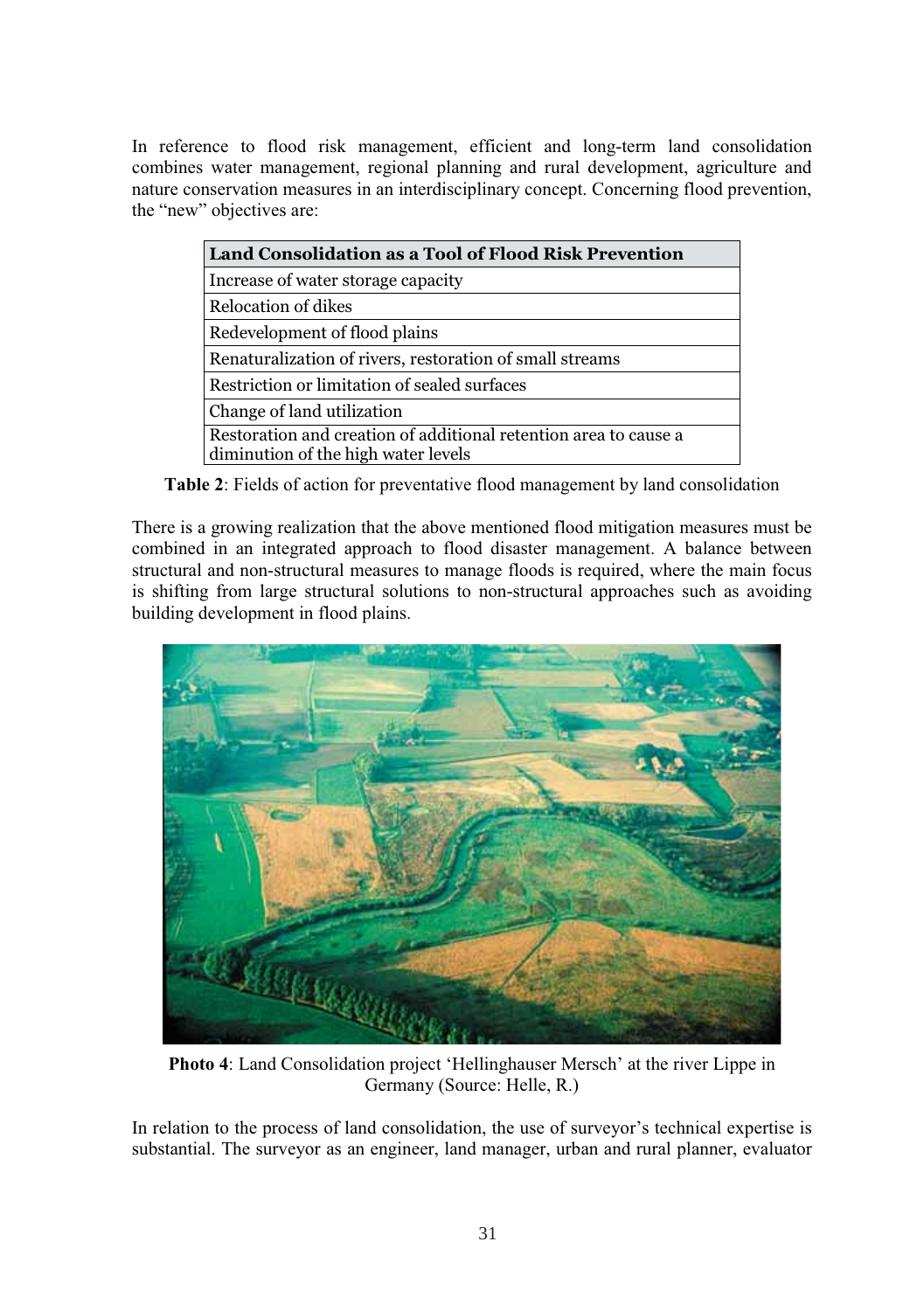In reference to flood risk management, efficient and long-term land consolidation combines water management, regional planning and rural development, agriculture and nature conservation measures in an interdisciplinary concept. Concerning flood prevention, the "new" objectives are:

| **Land Consolidation as a Tool of Flood Risk Prevention** |
|---|
| Increase of water storage capacity |
| Relocation of dikes |
| Redevelopment of flood plains |
| Renaturalization of rivers, restoration of small streams |
| Restriction or limitation of sealed surfaces |
| Change of land utilization |
| Restoration and creation of additional retention area to cause a diminution of the high water levels |

**Table 2**: Fields of action for preventative flood management by land consolidation

There is a growing realization that the above mentioned flood mitigation measures must be combined in an integrated approach to flood disaster management. A balance between structural and non-structural measures to manage floods is required, where the main focus is shifting from large structural solutions to non-structural approaches such as avoiding building development in flood plains.

**Photo 4**: Land Consolidation project 'Hellinghauser Mersch' at the river Lippe in Germany (Source: Helle, R.)

In relation to the process of land consolidation, the use of surveyor's technical expertise is substantial. The surveyor as an engineer, land manager, urban and rural planner, evaluator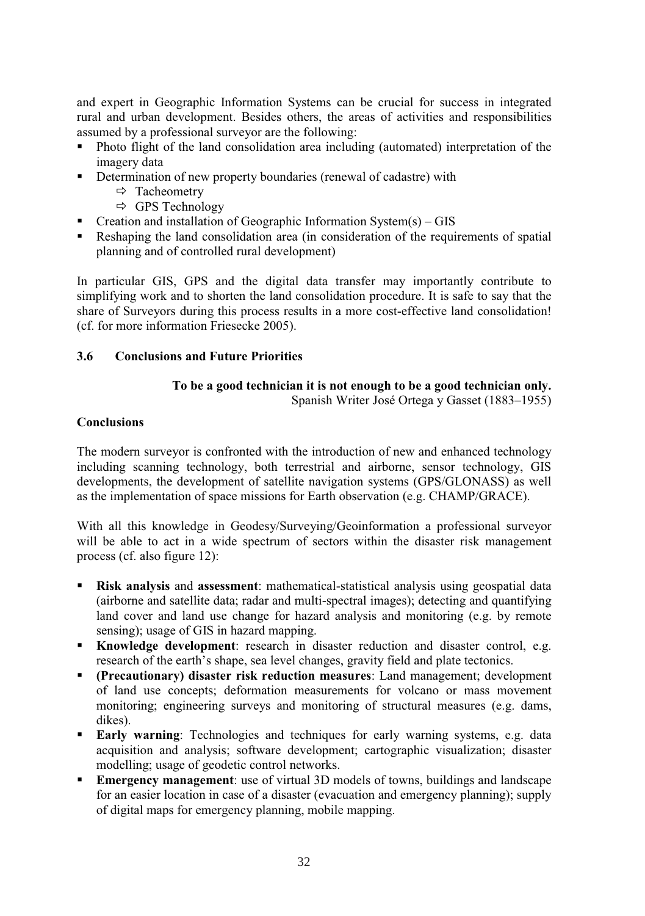and expert in Geographic Information Systems can be crucial for success in integrated rural and urban development. Besides others, the areas of activities and responsibilities assumed by a professional surveyor are the following:

- Photo flight of the land consolidation area including (automated) interpretation of the imagery data
- Determination of new property boundaries (renewal of cadastre) with
  - ⇨ Tacheometry
  - ⇨ GPS Technology
- Creation and installation of Geographic Information System(s) – GIS
- Reshaping the land consolidation area (in consideration of the requirements of spatial planning and of controlled rural development)

In particular GIS, GPS and the digital data transfer may importantly contribute to simplifying work and to shorten the land consolidation procedure. It is safe to say that the share of Surveyors during this process results in a more cost-effective land consolidation! (cf. for more information Friesecke 2005).

### 3.6 Conclusions and Future Priorities

**To be a good technician it is not enough to be a good technician only.**
Spanish Writer José Ortega y Gasset (1883–1955)

**Conclusions**

The modern surveyor is confronted with the introduction of new and enhanced technology including scanning technology, both terrestrial and airborne, sensor technology, GIS developments, the development of satellite navigation systems (GPS/GLONASS) as well as the implementation of space missions for Earth observation (e.g. CHAMP/GRACE).

With all this knowledge in Geodesy/Surveying/Geoinformation a professional surveyor will be able to act in a wide spectrum of sectors within the disaster risk management process (cf. also figure 12):

- **Risk analysis** and **assessment**: mathematical-statistical analysis using geospatial data (airborne and satellite data; radar and multi-spectral images); detecting and quantifying land cover and land use change for hazard analysis and monitoring (e.g. by remote sensing); usage of GIS in hazard mapping.
- **Knowledge development**: research in disaster reduction and disaster control, e.g. research of the earth's shape, sea level changes, gravity field and plate tectonics.
- **(Precautionary) disaster risk reduction measures**: Land management; development of land use concepts; deformation measurements for volcano or mass movement monitoring; engineering surveys and monitoring of structural measures (e.g. dams, dikes).
- **Early warning**: Technologies and techniques for early warning systems, e.g. data acquisition and analysis; software development; cartographic visualization; disaster modelling; usage of geodetic control networks.
- **Emergency management**: use of virtual 3D models of towns, buildings and landscape for an easier location in case of a disaster (evacuation and emergency planning); supply of digital maps for emergency planning, mobile mapping.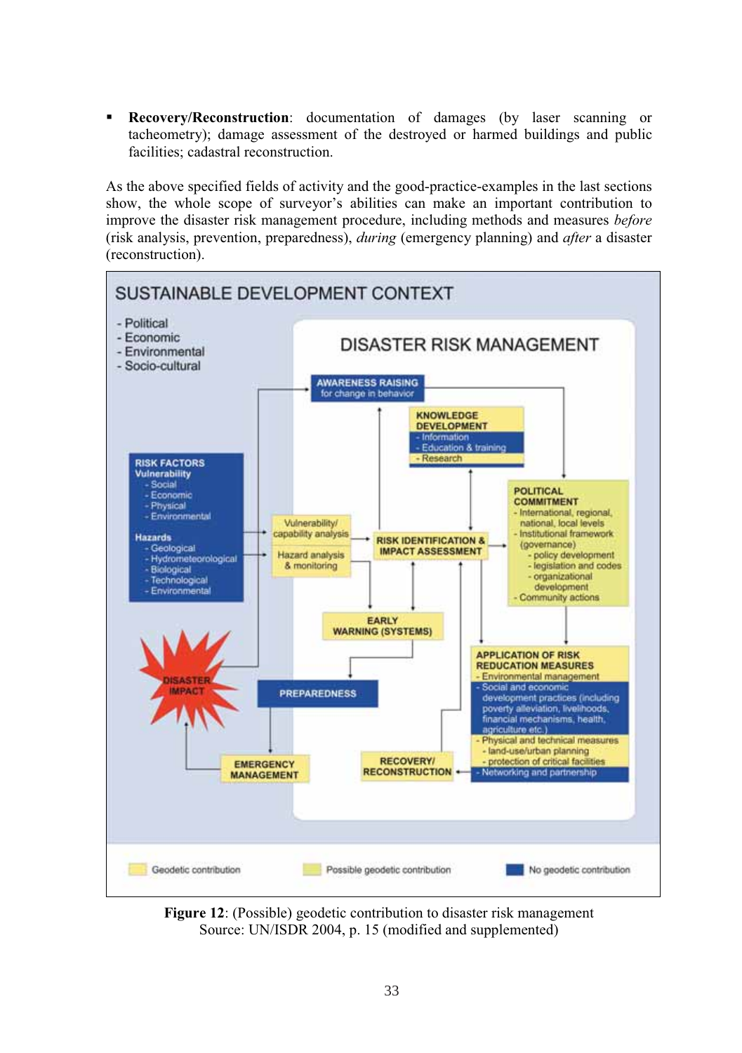- **Recovery/Reconstruction**: documentation of damages (by laser scanning or tacheometry); damage assessment of the destroyed or harmed buildings and public facilities; cadastral reconstruction.

As the above specified fields of activity and the good-practice-examples in the last sections show, the whole scope of surveyor's abilities can make an important contribution to improve the disaster risk management procedure, including methods and measures *before* (risk analysis, prevention, preparedness), *during* (emergency planning) and *after* a disaster (reconstruction).

**Figure 12**: (Possible) geodetic contribution to disaster risk management
Source: UN/ISDR 2004, p. 15 (modified and supplemented)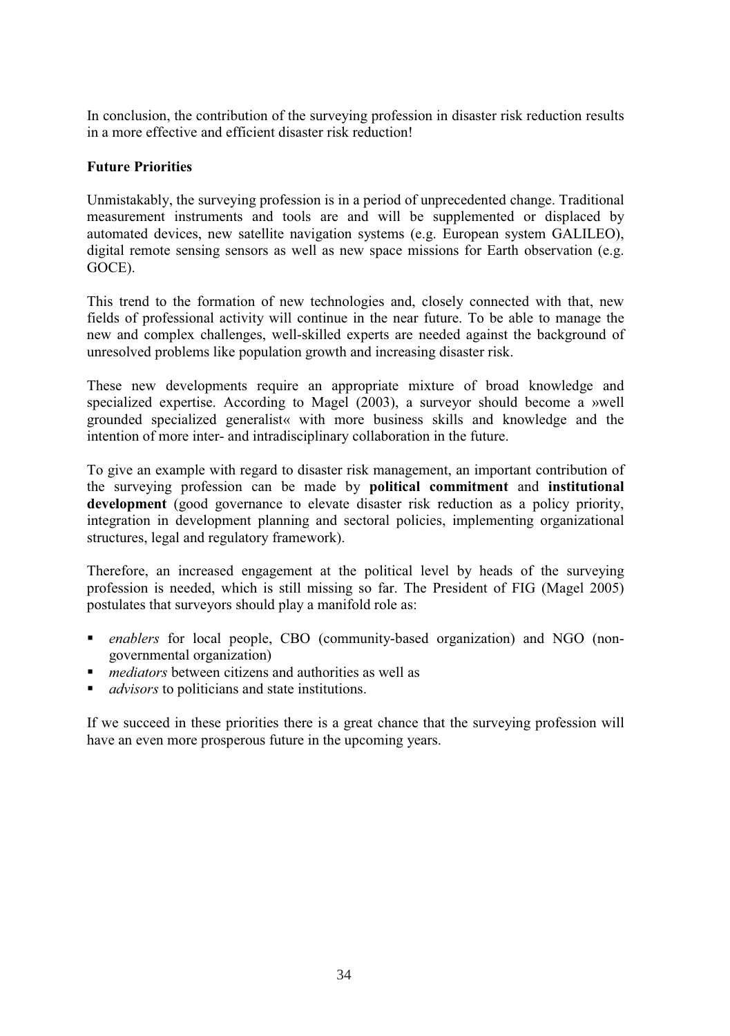In conclusion, the contribution of the surveying profession in disaster risk reduction results in a more effective and efficient disaster risk reduction!

## Future Priorities

Unmistakably, the surveying profession is in a period of unprecedented change. Traditional measurement instruments and tools are and will be supplemented or displaced by automated devices, new satellite navigation systems (e.g. European system GALILEO), digital remote sensing sensors as well as new space missions for Earth observation (e.g. GOCE).

This trend to the formation of new technologies and, closely connected with that, new fields of professional activity will continue in the near future. To be able to manage the new and complex challenges, well-skilled experts are needed against the background of unresolved problems like population growth and increasing disaster risk.

These new developments require an appropriate mixture of broad knowledge and specialized expertise. According to Magel (2003), a surveyor should become a »well grounded specialized generalist« with more business skills and knowledge and the intention of more inter- and intradisciplinary collaboration in the future.

To give an example with regard to disaster risk management, an important contribution of the surveying profession can be made by **political commitment** and **institutional development** (good governance to elevate disaster risk reduction as a policy priority, integration in development planning and sectoral policies, implementing organizational structures, legal and regulatory framework).

Therefore, an increased engagement at the political level by heads of the surveying profession is needed, which is still missing so far. The President of FIG (Magel 2005) postulates that surveyors should play a manifold role as:

- *enablers* for local people, CBO (community-based organization) and NGO (non-governmental organization)
- *mediators* between citizens and authorities as well as
- *advisors* to politicians and state institutions.

If we succeed in these priorities there is a great chance that the surveying profession will have an even more prosperous future in the upcoming years.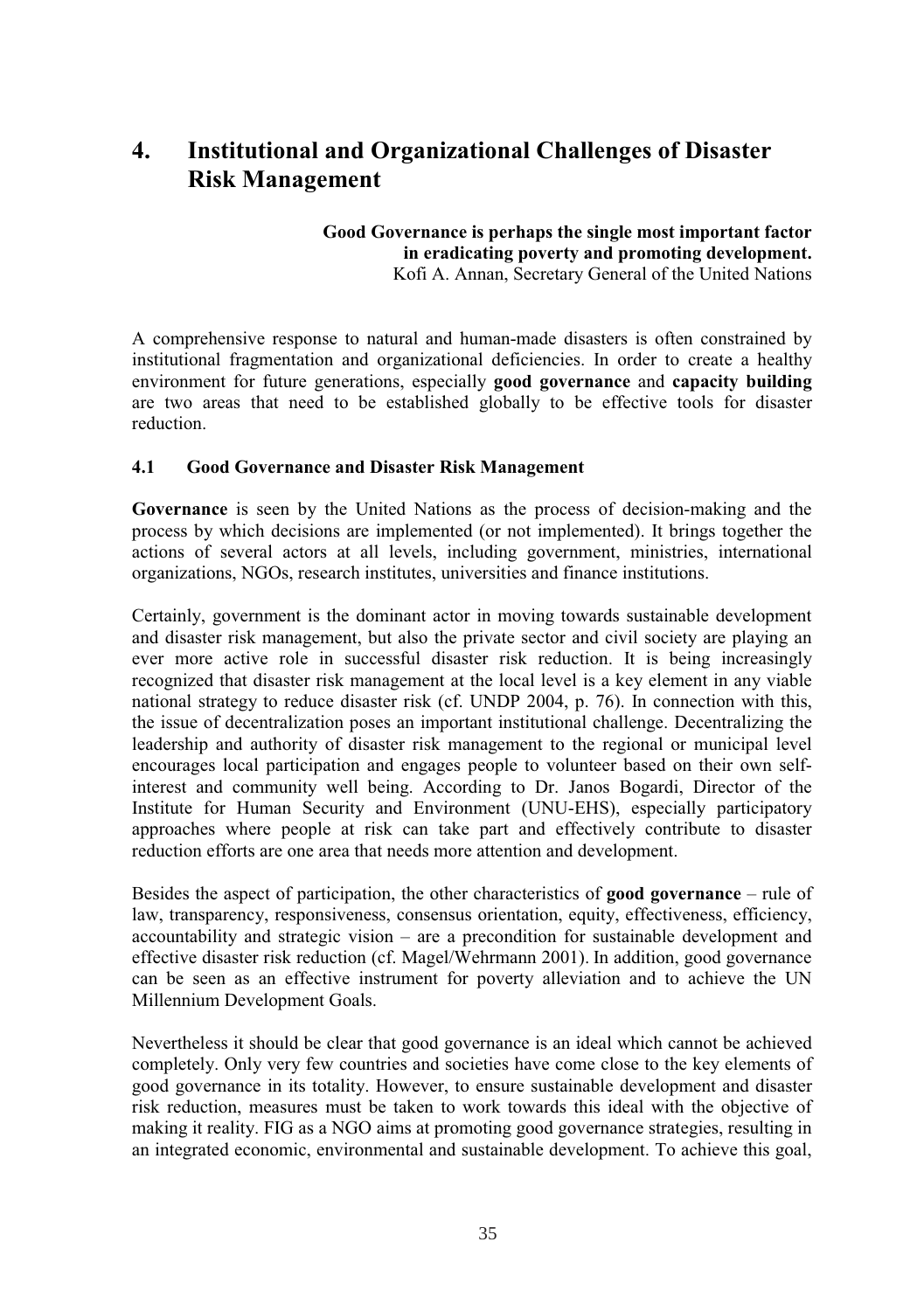# 4. Institutional and Organizational Challenges of Disaster Risk Management

> **Good Governance is perhaps the single most important factor in eradicating poverty and promoting development.**
> Kofi A. Annan, Secretary General of the United Nations

A comprehensive response to natural and human-made disasters is often constrained by institutional fragmentation and organizational deficiencies. In order to create a healthy environment for future generations, especially **good governance** and **capacity building** are two areas that need to be established globally to be effective tools for disaster reduction.

## 4.1 Good Governance and Disaster Risk Management

**Governance** is seen by the United Nations as the process of decision-making and the process by which decisions are implemented (or not implemented). It brings together the actions of several actors at all levels, including government, ministries, international organizations, NGOs, research institutes, universities and finance institutions.

Certainly, government is the dominant actor in moving towards sustainable development and disaster risk management, but also the private sector and civil society are playing an ever more active role in successful disaster risk reduction. It is being increasingly recognized that disaster risk management at the local level is a key element in any viable national strategy to reduce disaster risk (cf. UNDP 2004, p. 76). In connection with this, the issue of decentralization poses an important institutional challenge. Decentralizing the leadership and authority of disaster risk management to the regional or municipal level encourages local participation and engages people to volunteer based on their own self-interest and community well being. According to Dr. Janos Bogardi, Director of the Institute for Human Security and Environment (UNU-EHS), especially participatory approaches where people at risk can take part and effectively contribute to disaster reduction efforts are one area that needs more attention and development.

Besides the aspect of participation, the other characteristics of **good governance** – rule of law, transparency, responsiveness, consensus orientation, equity, effectiveness, efficiency, accountability and strategic vision – are a precondition for sustainable development and effective disaster risk reduction (cf. Magel/Wehrmann 2001). In addition, good governance can be seen as an effective instrument for poverty alleviation and to achieve the UN Millennium Development Goals.

Nevertheless it should be clear that good governance is an ideal which cannot be achieved completely. Only very few countries and societies have come close to the key elements of good governance in its totality. However, to ensure sustainable development and disaster risk reduction, measures must be taken to work towards this ideal with the objective of making it reality. FIG as a NGO aims at promoting good governance strategies, resulting in an integrated economic, environmental and sustainable development. To achieve this goal,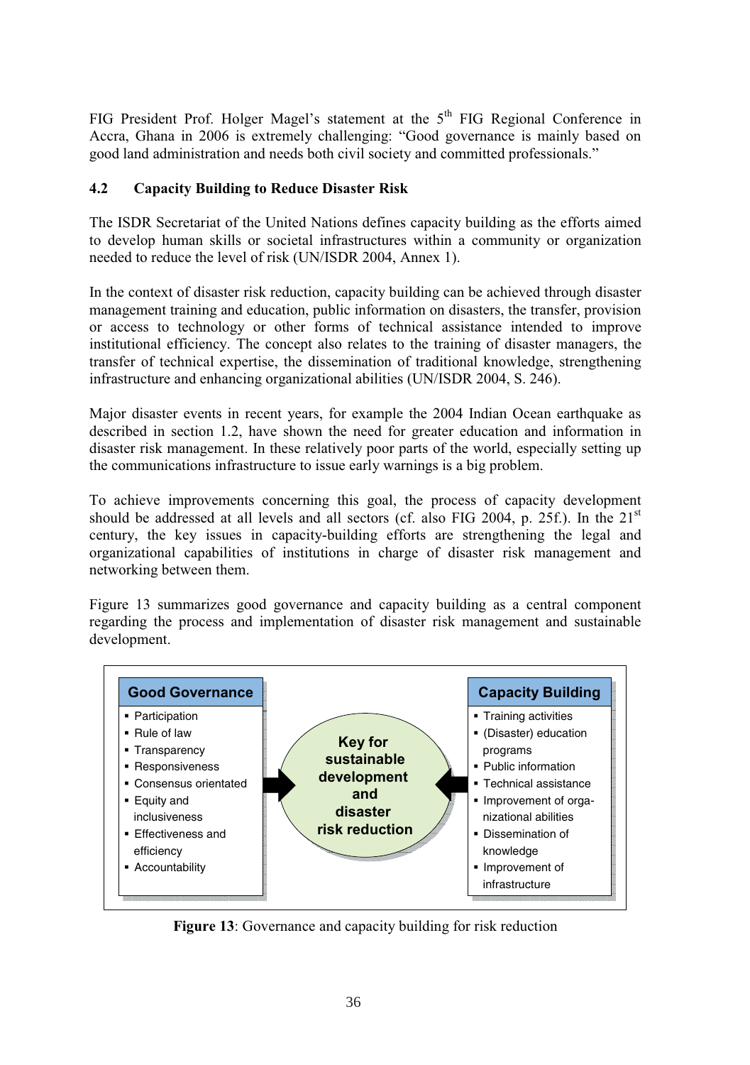FIG President Prof. Holger Magel's statement at the 5th FIG Regional Conference in Accra, Ghana in 2006 is extremely challenging: "Good governance is mainly based on good land administration and needs both civil society and committed professionals."

### 4.2 Capacity Building to Reduce Disaster Risk

The ISDR Secretariat of the United Nations defines capacity building as the efforts aimed to develop human skills or societal infrastructures within a community or organization needed to reduce the level of risk (UN/ISDR 2004, Annex 1).

In the context of disaster risk reduction, capacity building can be achieved through disaster management training and education, public information on disasters, the transfer, provision or access to technology or other forms of technical assistance intended to improve institutional efficiency. The concept also relates to the training of disaster managers, the transfer of technical expertise, the dissemination of traditional knowledge, strengthening infrastructure and enhancing organizational abilities (UN/ISDR 2004, S. 246).

Major disaster events in recent years, for example the 2004 Indian Ocean earthquake as described in section 1.2, have shown the need for greater education and information in disaster risk management. In these relatively poor parts of the world, especially setting up the communications infrastructure to issue early warnings is a big problem.

To achieve improvements concerning this goal, the process of capacity development should be addressed at all levels and all sectors (cf. also FIG 2004, p. 25f.). In the 21st century, the key issues in capacity-building efforts are strengthening the legal and organizational capabilities of institutions in charge of disaster risk management and networking between them.

Figure 13 summarizes good governance and capacity building as a central component regarding the process and implementation of disaster risk management and sustainable development.

**Good Governance**

- Participation
- Rule of law
- Transparency
- Responsiveness
- Consensus orientated
- Equity and inclusiveness
- Effectiveness and efficiency
- Accountability

**Key for sustainable development and disaster risk reduction**

**Capacity Building**

- Training activities
- (Disaster) education programs
- Public information
- Technical assistance
- Improvement of organizational abilities
- Dissemination of knowledge
- Improvement of infrastructure

**Figure 13**: Governance and capacity building for risk reduction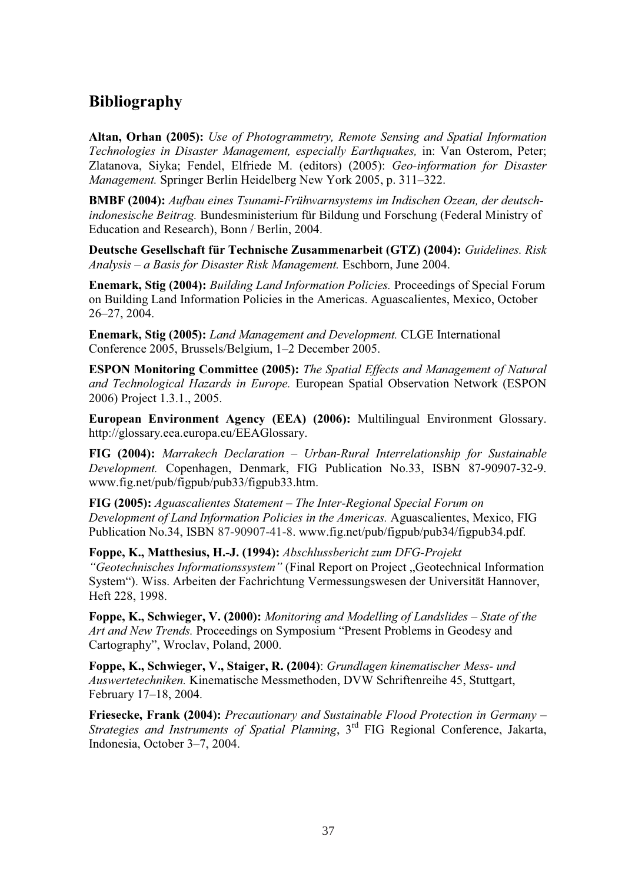## Bibliography

**Altan, Orhan (2005):** *Use of Photogrammetry, Remote Sensing and Spatial Information Technologies in Disaster Management, especially Earthquakes,* in: Van Osterom, Peter; Zlatanova, Siyka; Fendel, Elfriede M. (editors) (2005): *Geo-information for Disaster Management.* Springer Berlin Heidelberg New York 2005, p. 311–322.

**BMBF (2004):** *Aufbau eines Tsunami-Frühwarnsystems im Indischen Ozean, der deutsch-indonesische Beitrag.* Bundesministerium für Bildung und Forschung (Federal Ministry of Education and Research), Bonn / Berlin, 2004.

**Deutsche Gesellschaft für Technische Zusammenarbeit (GTZ) (2004):** *Guidelines. Risk Analysis – a Basis for Disaster Risk Management.* Eschborn, June 2004.

**Enemark, Stig (2004):** *Building Land Information Policies.* Proceedings of Special Forum on Building Land Information Policies in the Americas. Aguascalientes, Mexico, October 26–27, 2004.

**Enemark, Stig (2005):** *Land Management and Development.* CLGE International Conference 2005, Brussels/Belgium, 1–2 December 2005.

**ESPON Monitoring Committee (2005):** *The Spatial Effects and Management of Natural and Technological Hazards in Europe.* European Spatial Observation Network (ESPON 2006) Project 1.3.1., 2005.

**European Environment Agency (EEA) (2006):** Multilingual Environment Glossary. http://glossary.eea.europa.eu/EEAGlossary.

**FIG (2004):** *Marrakech Declaration – Urban-Rural Interrelationship for Sustainable Development.* Copenhagen, Denmark, FIG Publication No.33, ISBN 87-90907-32-9. www.fig.net/pub/figpub/pub33/figpub33.htm.

**FIG (2005):** *Aguascalientes Statement – The Inter-Regional Special Forum on Development of Land Information Policies in the Americas.* Aguascalientes, Mexico, FIG Publication No.34, ISBN 87-90907-41-8. www.fig.net/pub/figpub/pub34/figpub34.pdf.

**Foppe, K., Matthesius, H.-J. (1994):** *Abschlussbericht zum DFG-Projekt "Geotechnisches Informationssystem"* (Final Report on Project „Geotechnical Information System"). Wiss. Arbeiten der Fachrichtung Vermessungswesen der Universität Hannover, Heft 228, 1998.

**Foppe, K., Schwieger, V. (2000):** *Monitoring and Modelling of Landslides – State of the Art and New Trends.* Proceedings on Symposium "Present Problems in Geodesy and Cartography", Wroclav, Poland, 2000.

**Foppe, K., Schwieger, V., Staiger, R. (2004)**: *Grundlagen kinematischer Mess- und Auswertetechniken.* Kinematische Messmethoden, DVW Schriftenreihe 45, Stuttgart, February 17–18, 2004.

**Friesecke, Frank (2004):** *Precautionary and Sustainable Flood Protection in Germany – Strategies and Instruments of Spatial Planning*, 3rd FIG Regional Conference, Jakarta, Indonesia, October 3–7, 2004.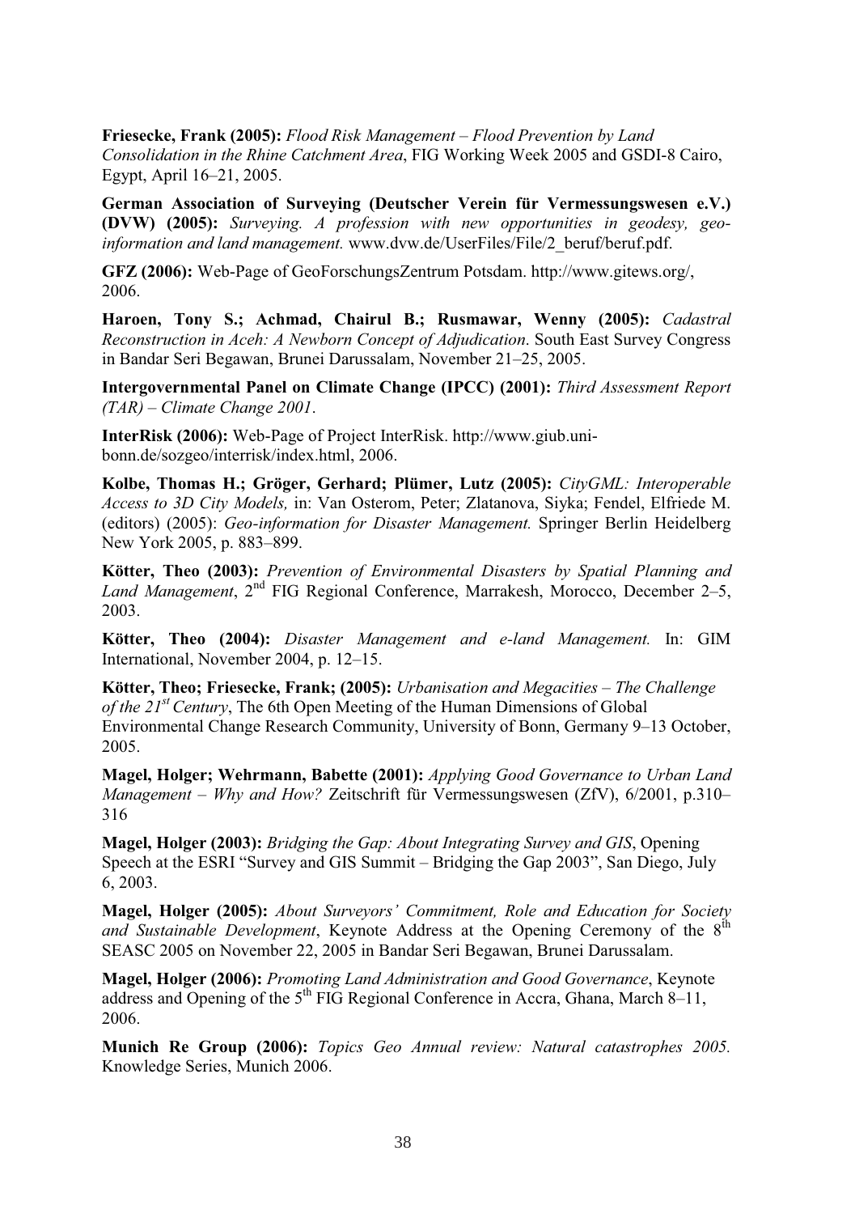**Friesecke, Frank (2005):** *Flood Risk Management – Flood Prevention by Land Consolidation in the Rhine Catchment Area*, FIG Working Week 2005 and GSDI-8 Cairo, Egypt, April 16–21, 2005.

**German Association of Surveying (Deutscher Verein für Vermessungswesen e.V.) (DVW) (2005):** *Surveying. A profession with new opportunities in geodesy, geo-information and land management.* www.dvw.de/UserFiles/File/2_beruf/beruf.pdf.

**GFZ (2006):** Web-Page of GeoForschungsZentrum Potsdam. http://www.gitews.org/, 2006.

**Haroen, Tony S.; Achmad, Chairul B.; Rusmawar, Wenny (2005):** *Cadastral Reconstruction in Aceh: A Newborn Concept of Adjudication*. South East Survey Congress in Bandar Seri Begawan, Brunei Darussalam, November 21–25, 2005.

**Intergovernmental Panel on Climate Change (IPCC) (2001):** *Third Assessment Report (TAR) – Climate Change 2001*.

**InterRisk (2006):** Web-Page of Project InterRisk. http://www.giub.uni-bonn.de/sozgeo/interrisk/index.html, 2006.

**Kolbe, Thomas H.; Gröger, Gerhard; Plümer, Lutz (2005):** *CityGML: Interoperable Access to 3D City Models,* in: Van Osterom, Peter; Zlatanova, Siyka; Fendel, Elfriede M. (editors) (2005): *Geo-information for Disaster Management.* Springer Berlin Heidelberg New York 2005, p. 883–899.

**Kötter, Theo (2003):** *Prevention of Environmental Disasters by Spatial Planning and Land Management*, 2nd FIG Regional Conference, Marrakesh, Morocco, December 2–5, 2003.

**Kötter, Theo (2004):** *Disaster Management and e-land Management.* In: GIM International, November 2004, p. 12–15.

**Kötter, Theo; Friesecke, Frank; (2005):** *Urbanisation and Megacities – The Challenge of the 21st Century*, The 6th Open Meeting of the Human Dimensions of Global Environmental Change Research Community, University of Bonn, Germany 9–13 October, 2005.

**Magel, Holger; Wehrmann, Babette (2001):** *Applying Good Governance to Urban Land Management – Why and How?* Zeitschrift für Vermessungswesen (ZfV), 6/2001, p.310–316

**Magel, Holger (2003):** *Bridging the Gap: About Integrating Survey and GIS*, Opening Speech at the ESRI "Survey and GIS Summit – Bridging the Gap 2003", San Diego, July 6, 2003.

**Magel, Holger (2005):** *About Surveyors' Commitment, Role and Education for Society and Sustainable Development*, Keynote Address at the Opening Ceremony of the 8th SEASC 2005 on November 22, 2005 in Bandar Seri Begawan, Brunei Darussalam.

**Magel, Holger (2006):** *Promoting Land Administration and Good Governance*, Keynote address and Opening of the 5th FIG Regional Conference in Accra, Ghana, March 8–11, 2006.

**Munich Re Group (2006):** *Topics Geo Annual review: Natural catastrophes 2005.* Knowledge Series, Munich 2006.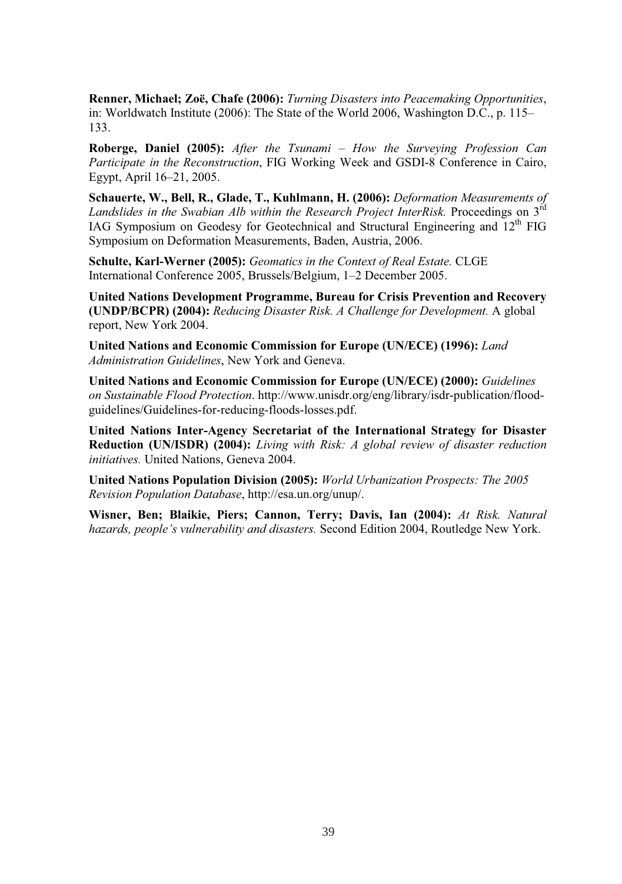**Renner, Michael; Zoë, Chafe (2006):** *Turning Disasters into Peacemaking Opportunities*, in: Worldwatch Institute (2006): The State of the World 2006, Washington D.C., p. 115–133.

**Roberge, Daniel (2005):** *After the Tsunami – How the Surveying Profession Can Participate in the Reconstruction*, FIG Working Week and GSDI-8 Conference in Cairo, Egypt, April 16–21, 2005.

**Schauerte, W., Bell, R., Glade, T., Kuhlmann, H. (2006):** *Deformation Measurements of Landslides in the Swabian Alb within the Research Project InterRisk.* Proceedings on 3rd IAG Symposium on Geodesy for Geotechnical and Structural Engineering and 12th FIG Symposium on Deformation Measurements, Baden, Austria, 2006.

**Schulte, Karl-Werner (2005):** *Geomatics in the Context of Real Estate.* CLGE International Conference 2005, Brussels/Belgium, 1–2 December 2005.

**United Nations Development Programme, Bureau for Crisis Prevention and Recovery (UNDP/BCPR) (2004):** *Reducing Disaster Risk. A Challenge for Development.* A global report, New York 2004.

**United Nations and Economic Commission for Europe (UN/ECE) (1996):** *Land Administration Guidelines*, New York and Geneva.

**United Nations and Economic Commission for Europe (UN/ECE) (2000):** *Guidelines on Sustainable Flood Protection*. http://www.unisdr.org/eng/library/isdr-publication/flood-guidelines/Guidelines-for-reducing-floods-losses.pdf.

**United Nations Inter-Agency Secretariat of the International Strategy for Disaster Reduction (UN/ISDR) (2004):** *Living with Risk: A global review of disaster reduction initiatives.* United Nations, Geneva 2004.

**United Nations Population Division (2005):** *World Urbanization Prospects: The 2005 Revision Population Database*, http://esa.un.org/unup/.

**Wisner, Ben; Blaikie, Piers; Cannon, Terry; Davis, Ian (2004):** *At Risk. Natural hazards, people's vulnerability and disasters.* Second Edition 2004, Routledge New York.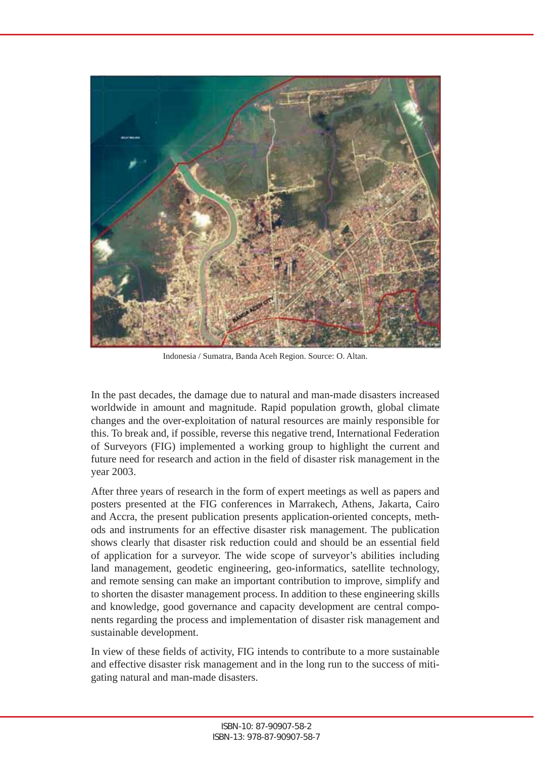Indonesia / Sumatra, Banda Aceh Region. Source: O. Altan.

In the past decades, the damage due to natural and man-made disasters increased worldwide in amount and magnitude. Rapid population growth, global climate changes and the over-exploitation of natural resources are mainly responsible for this. To break and, if possible, reverse this negative trend, International Federation of Surveyors (FIG) implemented a working group to highlight the current and future need for research and action in the field of disaster risk management in the year 2003.

After three years of research in the form of expert meetings as well as papers and posters presented at the FIG conferences in Marrakech, Athens, Jakarta, Cairo and Accra, the present publication presents application-oriented concepts, methods and instruments for an effective disaster risk management. The publication shows clearly that disaster risk reduction could and should be an essential field of application for a surveyor. The wide scope of surveyor's abilities including land management, geodetic engineering, geo-informatics, satellite technology, and remote sensing can make an important contribution to improve, simplify and to shorten the disaster management process. In addition to these engineering skills and knowledge, good governance and capacity development are central components regarding the process and implementation of disaster risk management and sustainable development.

In view of these fields of activity, FIG intends to contribute to a more sustainable and effective disaster risk management and in the long run to the success of mitigating natural and man-made disasters.

ISBN-10: 87-90907-58-2
ISBN-13: 978-87-90907-58-7